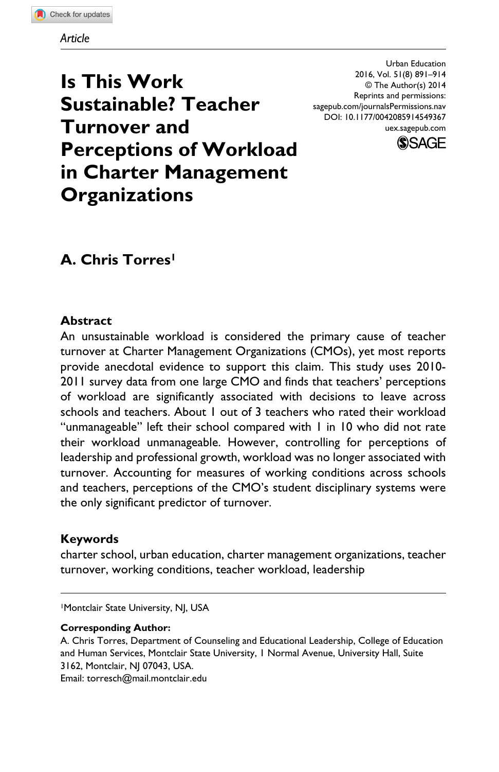Article

# Is This Work Sustainable? Teacher Turnover and Perceptions of Workload in Charter Management Organizations

Urban Education
2016, Vol. 51(8) 891–914
© The Author(s) 2014
Reprints and permissions:
sagepub.com/journalsPermissions.nav
DOI: 10.1177/0042085914549367
uex.sagepub.com

**A. Chris Torres**[1]

## Abstract

An unsustainable workload is considered the primary cause of teacher turnover at Charter Management Organizations (CMOs), yet most reports provide anecdotal evidence to support this claim. This study uses 2010-2011 survey data from one large CMO and finds that teachers' perceptions of workload are significantly associated with decisions to leave across schools and teachers. About 1 out of 3 teachers who rated their workload "unmanageable" left their school compared with 1 in 10 who did not rate their workload unmanageable. However, controlling for perceptions of leadership and professional growth, workload was no longer associated with turnover. Accounting for measures of working conditions across schools and teachers, perceptions of the CMO's student disciplinary systems were the only significant predictor of turnover.

## Keywords

charter school, urban education, charter management organizations, teacher turnover, working conditions, teacher workload, leadership

---

[1]Montclair State University, NJ, USA

**Corresponding Author:**
A. Chris Torres, Department of Counseling and Educational Leadership, College of Education and Human Services, Montclair State University, 1 Normal Avenue, University Hall, Suite 3162, Montclair, NJ 07043, USA.
Email: torresch@mail.montclair.edu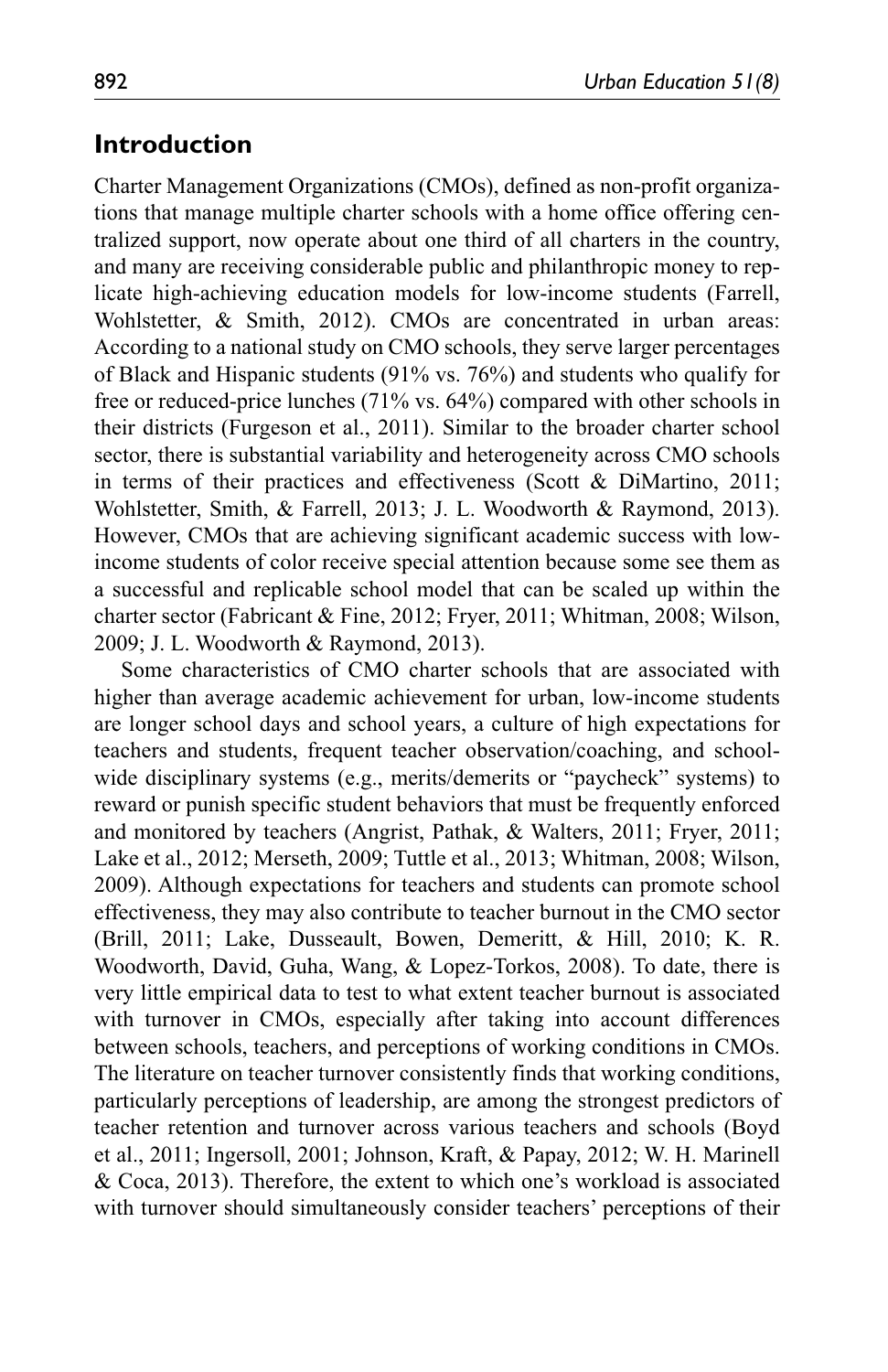## Introduction

Charter Management Organizations (CMOs), defined as non-profit organizations that manage multiple charter schools with a home office offering centralized support, now operate about one third of all charters in the country, and many are receiving considerable public and philanthropic money to replicate high-achieving education models for low-income students (Farrell, Wohlstetter, & Smith, 2012). CMOs are concentrated in urban areas: According to a national study on CMO schools, they serve larger percentages of Black and Hispanic students (91% vs. 76%) and students who qualify for free or reduced-price lunches (71% vs. 64%) compared with other schools in their districts (Furgeson et al., 2011). Similar to the broader charter school sector, there is substantial variability and heterogeneity across CMO schools in terms of their practices and effectiveness (Scott & DiMartino, 2011; Wohlstetter, Smith, & Farrell, 2013; J. L. Woodworth & Raymond, 2013). However, CMOs that are achieving significant academic success with low-income students of color receive special attention because some see them as a successful and replicable school model that can be scaled up within the charter sector (Fabricant & Fine, 2012; Fryer, 2011; Whitman, 2008; Wilson, 2009; J. L. Woodworth & Raymond, 2013).

Some characteristics of CMO charter schools that are associated with higher than average academic achievement for urban, low-income students are longer school days and school years, a culture of high expectations for teachers and students, frequent teacher observation/coaching, and school-wide disciplinary systems (e.g., merits/demerits or "paycheck" systems) to reward or punish specific student behaviors that must be frequently enforced and monitored by teachers (Angrist, Pathak, & Walters, 2011; Fryer, 2011; Lake et al., 2012; Merseth, 2009; Tuttle et al., 2013; Whitman, 2008; Wilson, 2009). Although expectations for teachers and students can promote school effectiveness, they may also contribute to teacher burnout in the CMO sector (Brill, 2011; Lake, Dusseault, Bowen, Demeritt, & Hill, 2010; K. R. Woodworth, David, Guha, Wang, & Lopez-Torkos, 2008). To date, there is very little empirical data to test to what extent teacher burnout is associated with turnover in CMOs, especially after taking into account differences between schools, teachers, and perceptions of working conditions in CMOs. The literature on teacher turnover consistently finds that working conditions, particularly perceptions of leadership, are among the strongest predictors of teacher retention and turnover across various teachers and schools (Boyd et al., 2011; Ingersoll, 2001; Johnson, Kraft, & Papay, 2012; W. H. Marinell & Coca, 2013). Therefore, the extent to which one's workload is associated with turnover should simultaneously consider teachers' perceptions of their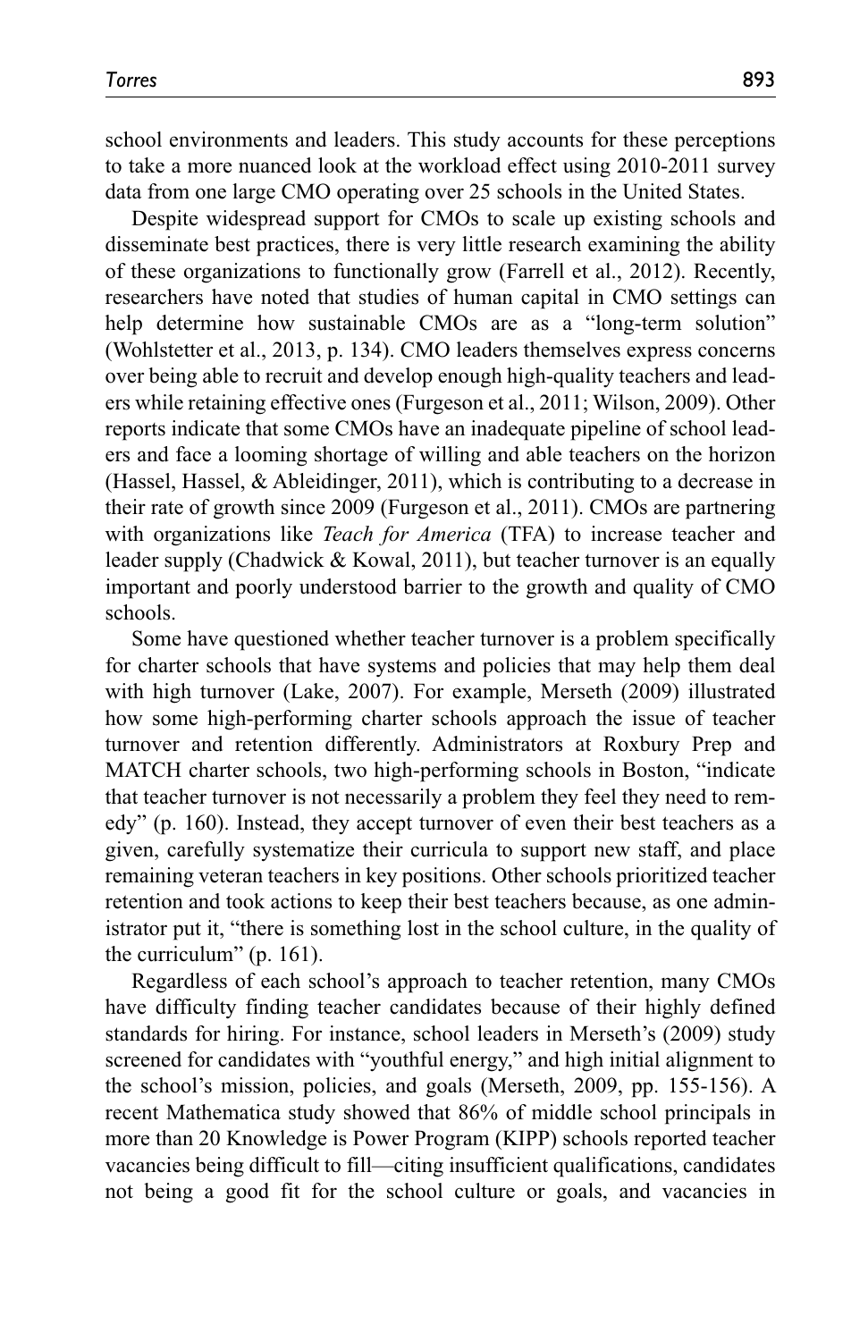school environments and leaders. This study accounts for these perceptions to take a more nuanced look at the workload effect using 2010-2011 survey data from one large CMO operating over 25 schools in the United States.

Despite widespread support for CMOs to scale up existing schools and disseminate best practices, there is very little research examining the ability of these organizations to functionally grow (Farrell et al., 2012). Recently, researchers have noted that studies of human capital in CMO settings can help determine how sustainable CMOs are as a "long-term solution" (Wohlstetter et al., 2013, p. 134). CMO leaders themselves express concerns over being able to recruit and develop enough high-quality teachers and leaders while retaining effective ones (Furgeson et al., 2011; Wilson, 2009). Other reports indicate that some CMOs have an inadequate pipeline of school leaders and face a looming shortage of willing and able teachers on the horizon (Hassel, Hassel, & Ableidinger, 2011), which is contributing to a decrease in their rate of growth since 2009 (Furgeson et al., 2011). CMOs are partnering with organizations like *Teach for America* (TFA) to increase teacher and leader supply (Chadwick & Kowal, 2011), but teacher turnover is an equally important and poorly understood barrier to the growth and quality of CMO schools.

Some have questioned whether teacher turnover is a problem specifically for charter schools that have systems and policies that may help them deal with high turnover (Lake, 2007). For example, Merseth (2009) illustrated how some high-performing charter schools approach the issue of teacher turnover and retention differently. Administrators at Roxbury Prep and MATCH charter schools, two high-performing schools in Boston, "indicate that teacher turnover is not necessarily a problem they feel they need to remedy" (p. 160). Instead, they accept turnover of even their best teachers as a given, carefully systematize their curricula to support new staff, and place remaining veteran teachers in key positions. Other schools prioritized teacher retention and took actions to keep their best teachers because, as one administrator put it, "there is something lost in the school culture, in the quality of the curriculum" (p. 161).

Regardless of each school's approach to teacher retention, many CMOs have difficulty finding teacher candidates because of their highly defined standards for hiring. For instance, school leaders in Merseth's (2009) study screened for candidates with "youthful energy," and high initial alignment to the school's mission, policies, and goals (Merseth, 2009, pp. 155-156). A recent Mathematica study showed that 86% of middle school principals in more than 20 Knowledge is Power Program (KIPP) schools reported teacher vacancies being difficult to fill—citing insufficient qualifications, candidates not being a good fit for the school culture or goals, and vacancies in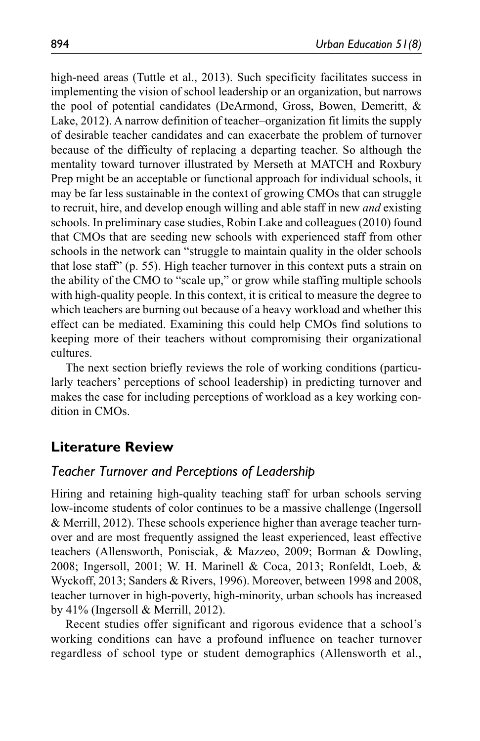high-need areas (Tuttle et al., 2013). Such specificity facilitates success in implementing the vision of school leadership or an organization, but narrows the pool of potential candidates (DeArmond, Gross, Bowen, Demeritt, & Lake, 2012). A narrow definition of teacher–organization fit limits the supply of desirable teacher candidates and can exacerbate the problem of turnover because of the difficulty of replacing a departing teacher. So although the mentality toward turnover illustrated by Merseth at MATCH and Roxbury Prep might be an acceptable or functional approach for individual schools, it may be far less sustainable in the context of growing CMOs that can struggle to recruit, hire, and develop enough willing and able staff in new *and* existing schools. In preliminary case studies, Robin Lake and colleagues (2010) found that CMOs that are seeding new schools with experienced staff from other schools in the network can "struggle to maintain quality in the older schools that lose staff" (p. 55). High teacher turnover in this context puts a strain on the ability of the CMO to "scale up," or grow while staffing multiple schools with high-quality people. In this context, it is critical to measure the degree to which teachers are burning out because of a heavy workload and whether this effect can be mediated. Examining this could help CMOs find solutions to keeping more of their teachers without compromising their organizational cultures.

The next section briefly reviews the role of working conditions (particularly teachers' perceptions of school leadership) in predicting turnover and makes the case for including perceptions of workload as a key working condition in CMOs.

## Literature Review

### *Teacher Turnover and Perceptions of Leadership*

Hiring and retaining high-quality teaching staff for urban schools serving low-income students of color continues to be a massive challenge (Ingersoll & Merrill, 2012). These schools experience higher than average teacher turnover and are most frequently assigned the least experienced, least effective teachers (Allensworth, Ponisciak, & Mazzeo, 2009; Borman & Dowling, 2008; Ingersoll, 2001; W. H. Marinell & Coca, 2013; Ronfeldt, Loeb, & Wyckoff, 2013; Sanders & Rivers, 1996). Moreover, between 1998 and 2008, teacher turnover in high-poverty, high-minority, urban schools has increased by 41% (Ingersoll & Merrill, 2012).

Recent studies offer significant and rigorous evidence that a school's working conditions can have a profound influence on teacher turnover regardless of school type or student demographics (Allensworth et al.,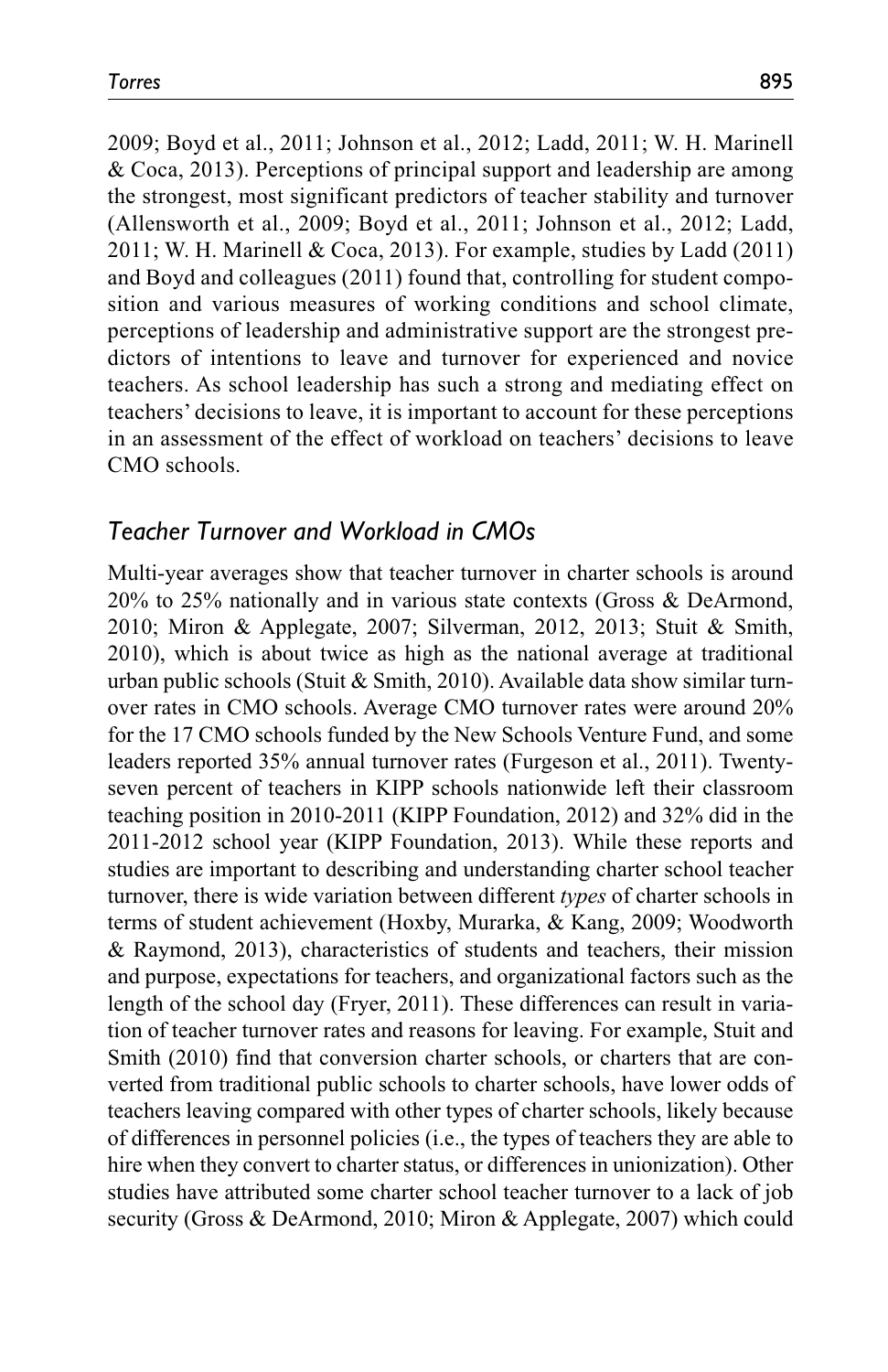2009; Boyd et al., 2011; Johnson et al., 2012; Ladd, 2011; W. H. Marinell & Coca, 2013). Perceptions of principal support and leadership are among the strongest, most significant predictors of teacher stability and turnover (Allensworth et al., 2009; Boyd et al., 2011; Johnson et al., 2012; Ladd, 2011; W. H. Marinell & Coca, 2013). For example, studies by Ladd (2011) and Boyd and colleagues (2011) found that, controlling for student composition and various measures of working conditions and school climate, perceptions of leadership and administrative support are the strongest predictors of intentions to leave and turnover for experienced and novice teachers. As school leadership has such a strong and mediating effect on teachers' decisions to leave, it is important to account for these perceptions in an assessment of the effect of workload on teachers' decisions to leave CMO schools.

## *Teacher Turnover and Workload in CMOs*

Multi-year averages show that teacher turnover in charter schools is around 20% to 25% nationally and in various state contexts (Gross & DeArmond, 2010; Miron & Applegate, 2007; Silverman, 2012, 2013; Stuit & Smith, 2010), which is about twice as high as the national average at traditional urban public schools (Stuit & Smith, 2010). Available data show similar turnover rates in CMO schools. Average CMO turnover rates were around 20% for the 17 CMO schools funded by the New Schools Venture Fund, and some leaders reported 35% annual turnover rates (Furgeson et al., 2011). Twenty-seven percent of teachers in KIPP schools nationwide left their classroom teaching position in 2010-2011 (KIPP Foundation, 2012) and 32% did in the 2011-2012 school year (KIPP Foundation, 2013). While these reports and studies are important to describing and understanding charter school teacher turnover, there is wide variation between different *types* of charter schools in terms of student achievement (Hoxby, Murarka, & Kang, 2009; Woodworth & Raymond, 2013), characteristics of students and teachers, their mission and purpose, expectations for teachers, and organizational factors such as the length of the school day (Fryer, 2011). These differences can result in variation of teacher turnover rates and reasons for leaving. For example, Stuit and Smith (2010) find that conversion charter schools, or charters that are converted from traditional public schools to charter schools, have lower odds of teachers leaving compared with other types of charter schools, likely because of differences in personnel policies (i.e., the types of teachers they are able to hire when they convert to charter status, or differences in unionization). Other studies have attributed some charter school teacher turnover to a lack of job security (Gross & DeArmond, 2010; Miron & Applegate, 2007) which could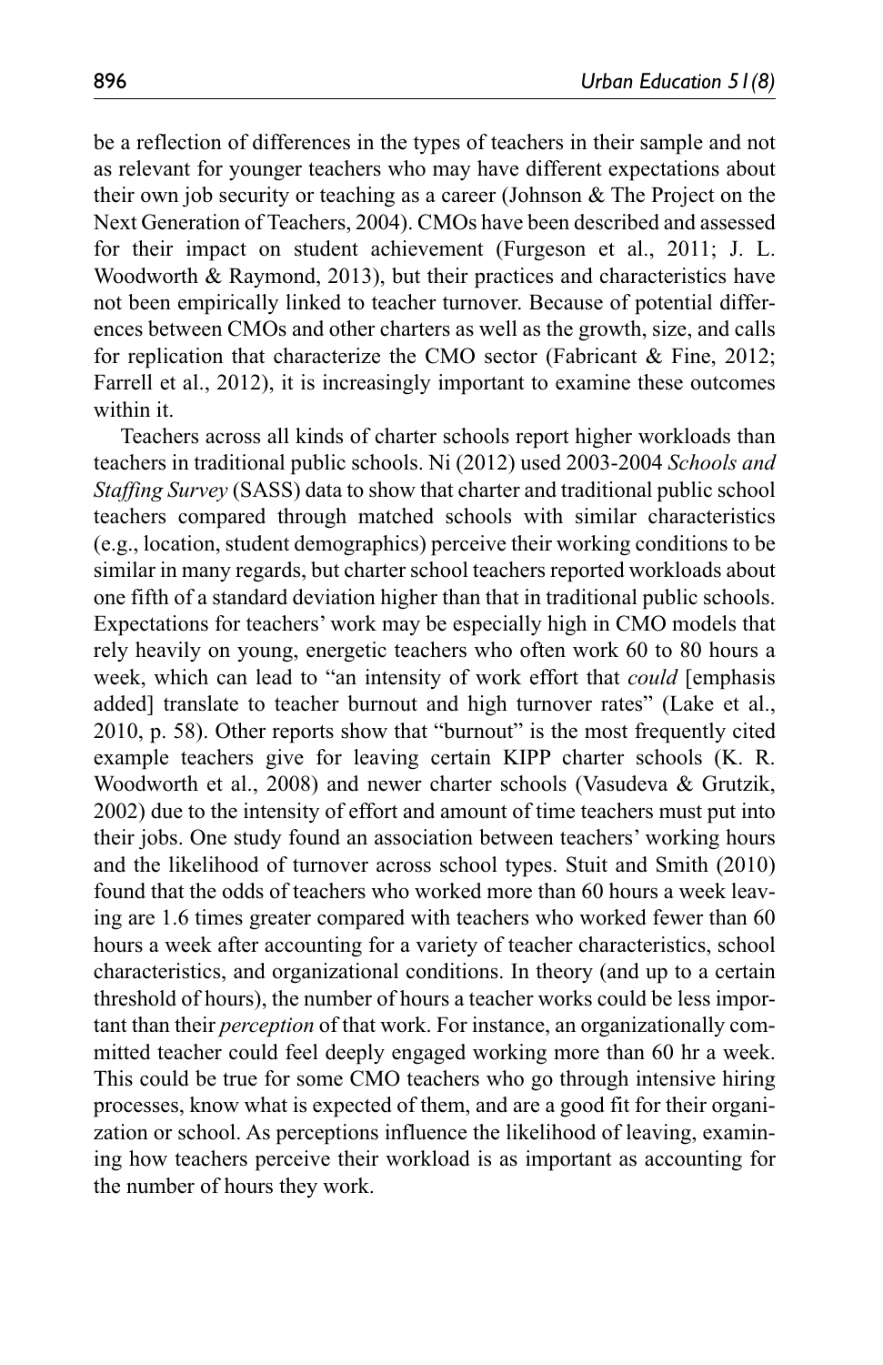be a reflection of differences in the types of teachers in their sample and not as relevant for younger teachers who may have different expectations about their own job security or teaching as a career (Johnson & The Project on the Next Generation of Teachers, 2004). CMOs have been described and assessed for their impact on student achievement (Furgeson et al., 2011; J. L. Woodworth & Raymond, 2013), but their practices and characteristics have not been empirically linked to teacher turnover. Because of potential differences between CMOs and other charters as well as the growth, size, and calls for replication that characterize the CMO sector (Fabricant & Fine, 2012; Farrell et al., 2012), it is increasingly important to examine these outcomes within it.

Teachers across all kinds of charter schools report higher workloads than teachers in traditional public schools. Ni (2012) used 2003-2004 *Schools and Staffing Survey* (SASS) data to show that charter and traditional public school teachers compared through matched schools with similar characteristics (e.g., location, student demographics) perceive their working conditions to be similar in many regards, but charter school teachers reported workloads about one fifth of a standard deviation higher than that in traditional public schools. Expectations for teachers' work may be especially high in CMO models that rely heavily on young, energetic teachers who often work 60 to 80 hours a week, which can lead to "an intensity of work effort that *could* [emphasis added] translate to teacher burnout and high turnover rates" (Lake et al., 2010, p. 58). Other reports show that "burnout" is the most frequently cited example teachers give for leaving certain KIPP charter schools (K. R. Woodworth et al., 2008) and newer charter schools (Vasudeva & Grutzik, 2002) due to the intensity of effort and amount of time teachers must put into their jobs. One study found an association between teachers' working hours and the likelihood of turnover across school types. Stuit and Smith (2010) found that the odds of teachers who worked more than 60 hours a week leaving are 1.6 times greater compared with teachers who worked fewer than 60 hours a week after accounting for a variety of teacher characteristics, school characteristics, and organizational conditions. In theory (and up to a certain threshold of hours), the number of hours a teacher works could be less important than their *perception* of that work. For instance, an organizationally committed teacher could feel deeply engaged working more than 60 hr a week. This could be true for some CMO teachers who go through intensive hiring processes, know what is expected of them, and are a good fit for their organization or school. As perceptions influence the likelihood of leaving, examining how teachers perceive their workload is as important as accounting for the number of hours they work.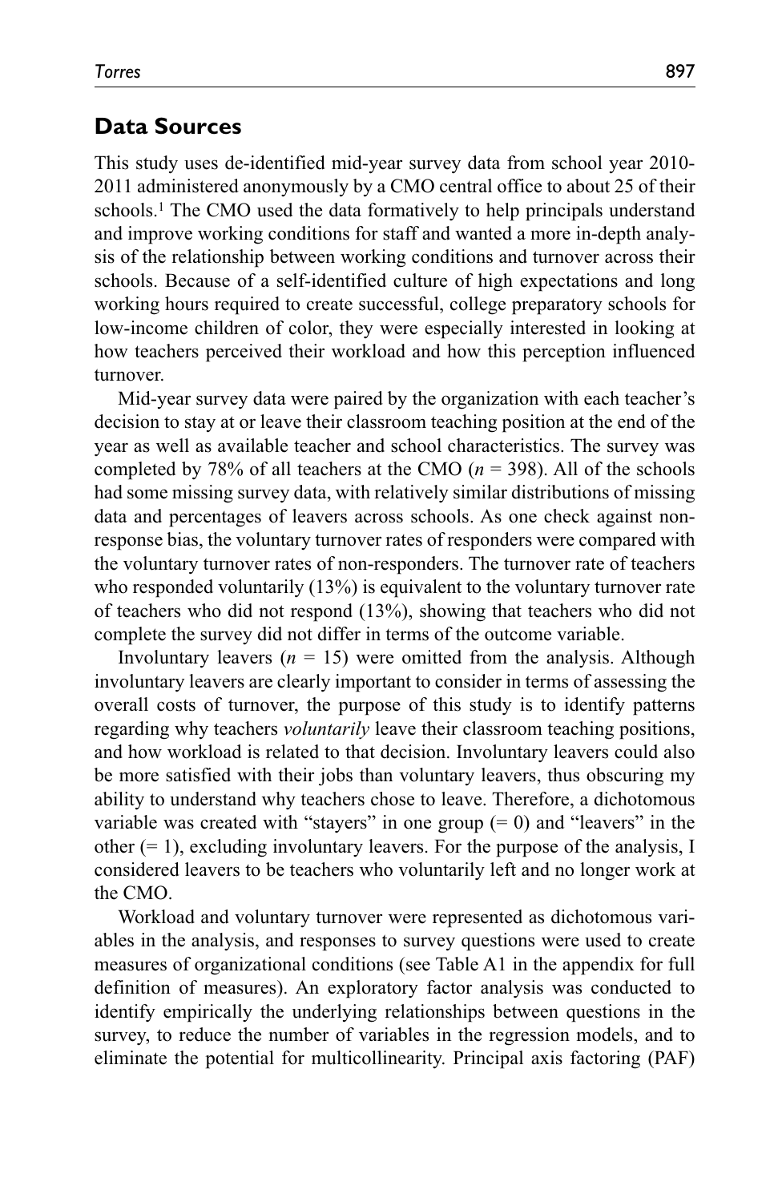## Data Sources

This study uses de-identified mid-year survey data from school year 2010-2011 administered anonymously by a CMO central office to about 25 of their schools.[1] The CMO used the data formatively to help principals understand and improve working conditions for staff and wanted a more in-depth analysis of the relationship between working conditions and turnover across their schools. Because of a self-identified culture of high expectations and long working hours required to create successful, college preparatory schools for low-income children of color, they were especially interested in looking at how teachers perceived their workload and how this perception influenced turnover.

Mid-year survey data were paired by the organization with each teacher's decision to stay at or leave their classroom teaching position at the end of the year as well as available teacher and school characteristics. The survey was completed by 78% of all teachers at the CMO ($n$ = 398). All of the schools had some missing survey data, with relatively similar distributions of missing data and percentages of leavers across schools. As one check against non-response bias, the voluntary turnover rates of responders were compared with the voluntary turnover rates of non-responders. The turnover rate of teachers who responded voluntarily (13%) is equivalent to the voluntary turnover rate of teachers who did not respond (13%), showing that teachers who did not complete the survey did not differ in terms of the outcome variable.

Involuntary leavers ($n$ = 15) were omitted from the analysis. Although involuntary leavers are clearly important to consider in terms of assessing the overall costs of turnover, the purpose of this study is to identify patterns regarding why teachers *voluntarily* leave their classroom teaching positions, and how workload is related to that decision. Involuntary leavers could also be more satisfied with their jobs than voluntary leavers, thus obscuring my ability to understand why teachers chose to leave. Therefore, a dichotomous variable was created with "stayers" in one group (= 0) and "leavers" in the other (= 1), excluding involuntary leavers. For the purpose of the analysis, I considered leavers to be teachers who voluntarily left and no longer work at the CMO.

Workload and voluntary turnover were represented as dichotomous variables in the analysis, and responses to survey questions were used to create measures of organizational conditions (see Table A1 in the appendix for full definition of measures). An exploratory factor analysis was conducted to identify empirically the underlying relationships between questions in the survey, to reduce the number of variables in the regression models, and to eliminate the potential for multicollinearity. Principal axis factoring (PAF)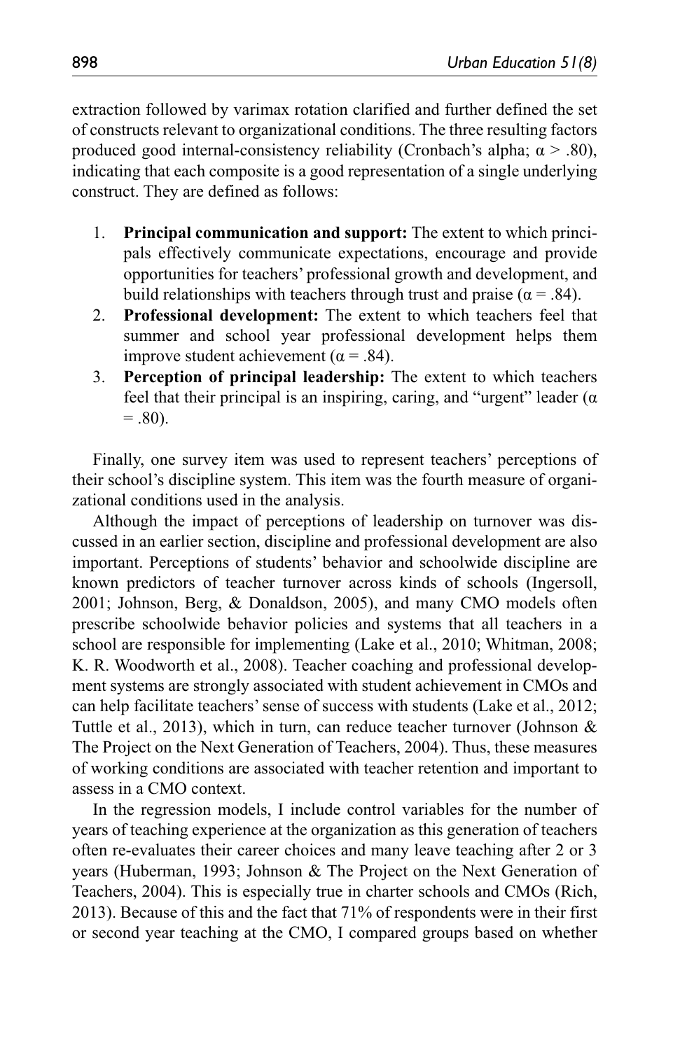extraction followed by varimax rotation clarified and further defined the set of constructs relevant to organizational conditions. The three resulting factors produced good internal-consistency reliability (Cronbach's alpha; $\alpha > .80$), indicating that each composite is a good representation of a single underlying construct. They are defined as follows:

1. **Principal communication and support:** The extent to which principals effectively communicate expectations, encourage and provide opportunities for teachers' professional growth and development, and build relationships with teachers through trust and praise ($\alpha = .84$).
2. **Professional development:** The extent to which teachers feel that summer and school year professional development helps them improve student achievement ($\alpha = .84$).
3. **Perception of principal leadership:** The extent to which teachers feel that their principal is an inspiring, caring, and "urgent" leader ($\alpha = .80$).

Finally, one survey item was used to represent teachers' perceptions of their school's discipline system. This item was the fourth measure of organizational conditions used in the analysis.

Although the impact of perceptions of leadership on turnover was discussed in an earlier section, discipline and professional development are also important. Perceptions of students' behavior and schoolwide discipline are known predictors of teacher turnover across kinds of schools (Ingersoll, 2001; Johnson, Berg, & Donaldson, 2005), and many CMO models often prescribe schoolwide behavior policies and systems that all teachers in a school are responsible for implementing (Lake et al., 2010; Whitman, 2008; K. R. Woodworth et al., 2008). Teacher coaching and professional development systems are strongly associated with student achievement in CMOs and can help facilitate teachers' sense of success with students (Lake et al., 2012; Tuttle et al., 2013), which in turn, can reduce teacher turnover (Johnson & The Project on the Next Generation of Teachers, 2004). Thus, these measures of working conditions are associated with teacher retention and important to assess in a CMO context.

In the regression models, I include control variables for the number of years of teaching experience at the organization as this generation of teachers often re-evaluates their career choices and many leave teaching after 2 or 3 years (Huberman, 1993; Johnson & The Project on the Next Generation of Teachers, 2004). This is especially true in charter schools and CMOs (Rich, 2013). Because of this and the fact that 71% of respondents were in their first or second year teaching at the CMO, I compared groups based on whether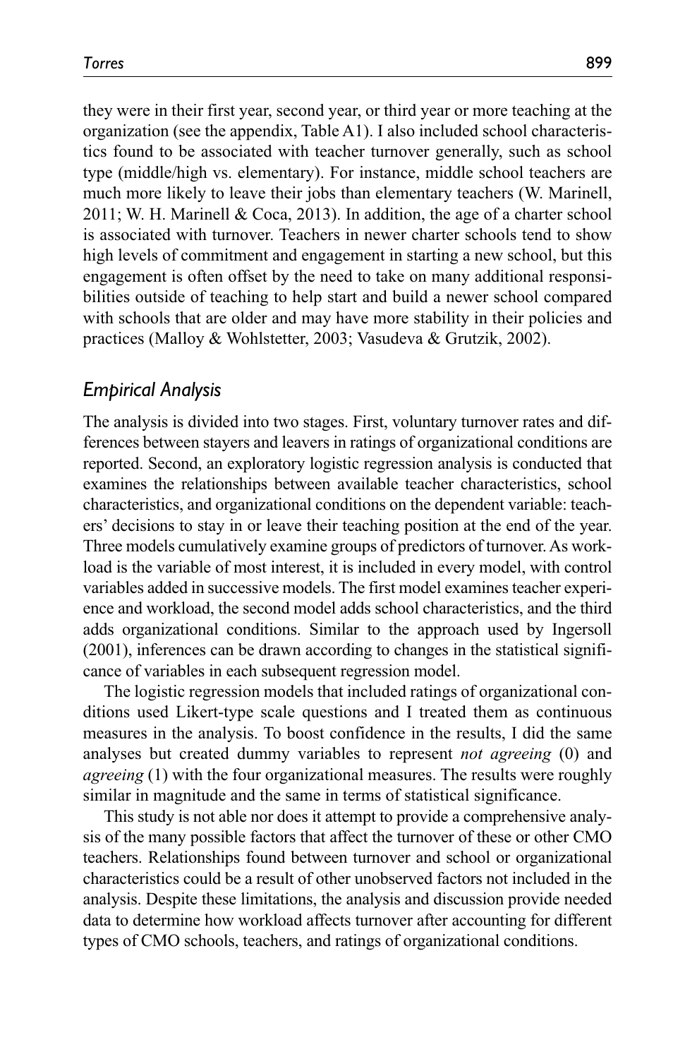they were in their first year, second year, or third year or more teaching at the organization (see the appendix, Table A1). I also included school characteristics found to be associated with teacher turnover generally, such as school type (middle/high vs. elementary). For instance, middle school teachers are much more likely to leave their jobs than elementary teachers (W. Marinell, 2011; W. H. Marinell & Coca, 2013). In addition, the age of a charter school is associated with turnover. Teachers in newer charter schools tend to show high levels of commitment and engagement in starting a new school, but this engagement is often offset by the need to take on many additional responsibilities outside of teaching to help start and build a newer school compared with schools that are older and may have more stability in their policies and practices (Malloy & Wohlstetter, 2003; Vasudeva & Grutzik, 2002).

## *Empirical Analysis*

The analysis is divided into two stages. First, voluntary turnover rates and differences between stayers and leavers in ratings of organizational conditions are reported. Second, an exploratory logistic regression analysis is conducted that examines the relationships between available teacher characteristics, school characteristics, and organizational conditions on the dependent variable: teachers' decisions to stay in or leave their teaching position at the end of the year. Three models cumulatively examine groups of predictors of turnover. As workload is the variable of most interest, it is included in every model, with control variables added in successive models. The first model examines teacher experience and workload, the second model adds school characteristics, and the third adds organizational conditions. Similar to the approach used by Ingersoll (2001), inferences can be drawn according to changes in the statistical significance of variables in each subsequent regression model.

The logistic regression models that included ratings of organizational conditions used Likert-type scale questions and I treated them as continuous measures in the analysis. To boost confidence in the results, I did the same analyses but created dummy variables to represent *not agreeing* (0) and *agreeing* (1) with the four organizational measures. The results were roughly similar in magnitude and the same in terms of statistical significance.

This study is not able nor does it attempt to provide a comprehensive analysis of the many possible factors that affect the turnover of these or other CMO teachers. Relationships found between turnover and school or organizational characteristics could be a result of other unobserved factors not included in the analysis. Despite these limitations, the analysis and discussion provide needed data to determine how workload affects turnover after accounting for different types of CMO schools, teachers, and ratings of organizational conditions.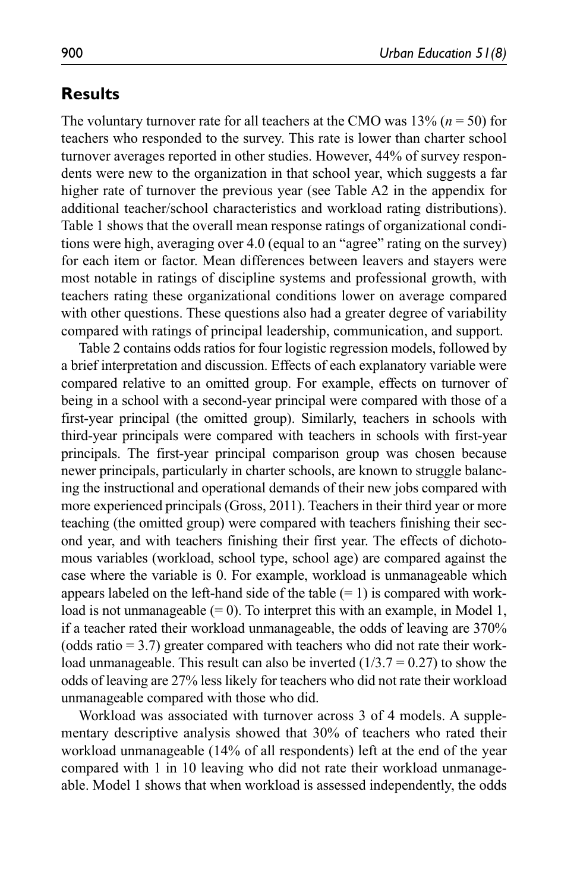## Results

The voluntary turnover rate for all teachers at the CMO was 13% ($n$ = 50) for teachers who responded to the survey. This rate is lower than charter school turnover averages reported in other studies. However, 44% of survey respondents were new to the organization in that school year, which suggests a far higher rate of turnover the previous year (see Table A2 in the appendix for additional teacher/school characteristics and workload rating distributions). Table 1 shows that the overall mean response ratings of organizational conditions were high, averaging over 4.0 (equal to an "agree" rating on the survey) for each item or factor. Mean differences between leavers and stayers were most notable in ratings of discipline systems and professional growth, with teachers rating these organizational conditions lower on average compared with other questions. These questions also had a greater degree of variability compared with ratings of principal leadership, communication, and support.

Table 2 contains odds ratios for four logistic regression models, followed by a brief interpretation and discussion. Effects of each explanatory variable were compared relative to an omitted group. For example, effects on turnover of being in a school with a second-year principal were compared with those of a first-year principal (the omitted group). Similarly, teachers in schools with third-year principals were compared with teachers in schools with first-year principals. The first-year principal comparison group was chosen because newer principals, particularly in charter schools, are known to struggle balancing the instructional and operational demands of their new jobs compared with more experienced principals (Gross, 2011). Teachers in their third year or more teaching (the omitted group) were compared with teachers finishing their second year, and with teachers finishing their first year. The effects of dichotomous variables (workload, school type, school age) are compared against the case where the variable is 0. For example, workload is unmanageable which appears labeled on the left-hand side of the table (= 1) is compared with workload is not unmanageable (= 0). To interpret this with an example, in Model 1, if a teacher rated their workload unmanageable, the odds of leaving are 370% (odds ratio = 3.7) greater compared with teachers who did not rate their workload unmanageable. This result can also be inverted (1/3.7 = 0.27) to show the odds of leaving are 27% less likely for teachers who did not rate their workload unmanageable compared with those who did.

Workload was associated with turnover across 3 of 4 models. A supplementary descriptive analysis showed that 30% of teachers who rated their workload unmanageable (14% of all respondents) left at the end of the year compared with 1 in 10 leaving who did not rate their workload unmanageable. Model 1 shows that when workload is assessed independently, the odds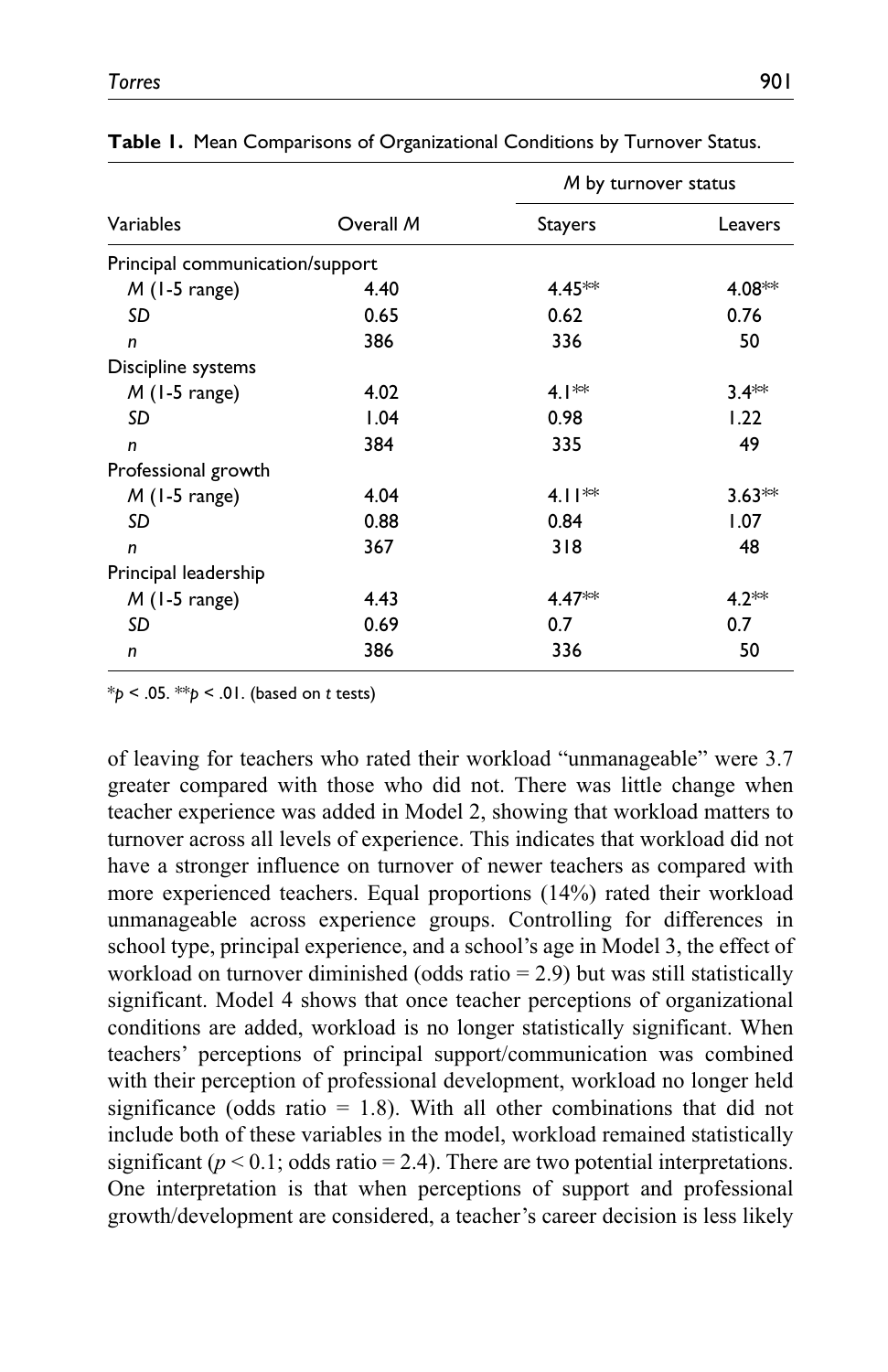**Table 1.** Mean Comparisons of Organizational Conditions by Turnover Status.

| Variables | Overall *M* | *M* by turnover status | |
|---|---|---|---|
| | | Stayers | Leavers |
| Principal communication/support | | | |
| *M* (1-5 range) | 4.40 | 4.45** | 4.08** |
| *SD* | 0.65 | 0.62 | 0.76 |
| *n* | 386 | 336 | 50 |
| Discipline systems | | | |
| *M* (1-5 range) | 4.02 | 4.1** | 3.4** |
| *SD* | 1.04 | 0.98 | 1.22 |
| *n* | 384 | 335 | 49 |
| Professional growth | | | |
| *M* (1-5 range) | 4.04 | 4.11** | 3.63** |
| *SD* | 0.88 | 0.84 | 1.07 |
| *n* | 367 | 318 | 48 |
| Principal leadership | | | |
| *M* (1-5 range) | 4.43 | 4.47** | 4.2** |
| *SD* | 0.69 | 0.7 | 0.7 |
| *n* | 386 | 336 | 50 |

*$p < .05$. **$p < .01$. (based on *t* tests)

of leaving for teachers who rated their workload "unmanageable" were 3.7 greater compared with those who did not. There was little change when teacher experience was added in Model 2, showing that workload matters to turnover across all levels of experience. This indicates that workload did not have a stronger influence on turnover of newer teachers as compared with more experienced teachers. Equal proportions (14%) rated their workload unmanageable across experience groups. Controlling for differences in school type, principal experience, and a school's age in Model 3, the effect of workload on turnover diminished (odds ratio = 2.9) but was still statistically significant. Model 4 shows that once teacher perceptions of organizational conditions are added, workload is no longer statistically significant. When teachers' perceptions of principal support/communication was combined with their perception of professional development, workload no longer held significance (odds ratio = 1.8). With all other combinations that did not include both of these variables in the model, workload remained statistically significant ($p < 0.1$; odds ratio = 2.4). There are two potential interpretations. One interpretation is that when perceptions of support and professional growth/development are considered, a teacher's career decision is less likely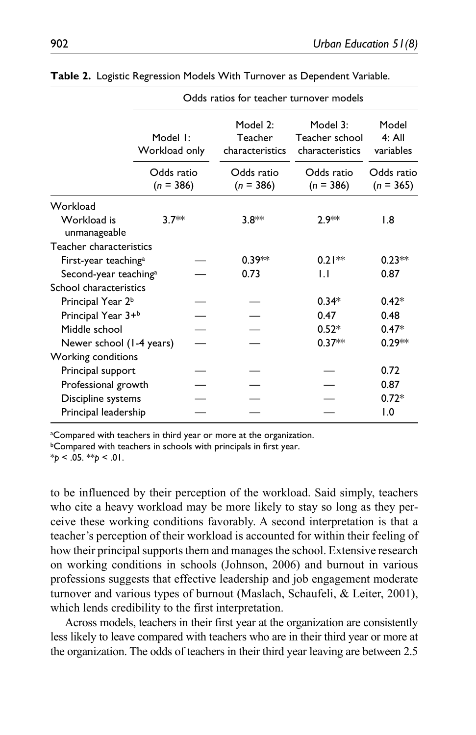**Table 2.** Logistic Regression Models With Turnover as Dependent Variable.

| | Odds ratios for teacher turnover models | | | |
|---|---|---|---|---|
| | Model 1: Workload only | Model 2: Teacher characteristics | Model 3: Teacher school characteristics | Model 4: All variables |
| | Odds ratio ($n$ = 386) | Odds ratio ($n$ = 386) | Odds ratio ($n$ = 386) | Odds ratio ($n$ = 365) |
| Workload | | | | |
| Workload is unmanageable | 3.7** | 3.8** | 2.9** | 1.8 |
| Teacher characteristics | | | | |
| First-year teaching[a] | — | 0.39** | 0.21** | 0.23** |
| Second-year teaching[a] | — | 0.73 | 1.1 | 0.87 |
| School characteristics | | | | |
| Principal Year 2[b] | — | — | 0.34* | 0.42* |
| Principal Year 3+[b] | — | — | 0.47 | 0.48 |
| Middle school | — | — | 0.52* | 0.47* |
| Newer school (1-4 years) | — | — | 0.37** | 0.29** |
| Working conditions | | | | |
| Principal support | — | — | — | 0.72 |
| Professional growth | — | — | — | 0.87 |
| Discipline systems | — | — | — | 0.72* |
| Principal leadership | — | — | — | 1.0 |

[a]Compared with teachers in third year or more at the organization.
[b]Compared with teachers in schools with principals in first year.
*$p$ < .05. **$p$ < .01.

to be influenced by their perception of the workload. Said simply, teachers who cite a heavy workload may be more likely to stay so long as they perceive these working conditions favorably. A second interpretation is that a teacher's perception of their workload is accounted for within their feeling of how their principal supports them and manages the school. Extensive research on working conditions in schools (Johnson, 2006) and burnout in various professions suggests that effective leadership and job engagement moderate turnover and various types of burnout (Maslach, Schaufeli, & Leiter, 2001), which lends credibility to the first interpretation.

Across models, teachers in their first year at the organization are consistently less likely to leave compared with teachers who are in their third year or more at the organization. The odds of teachers in their third year leaving are between 2.5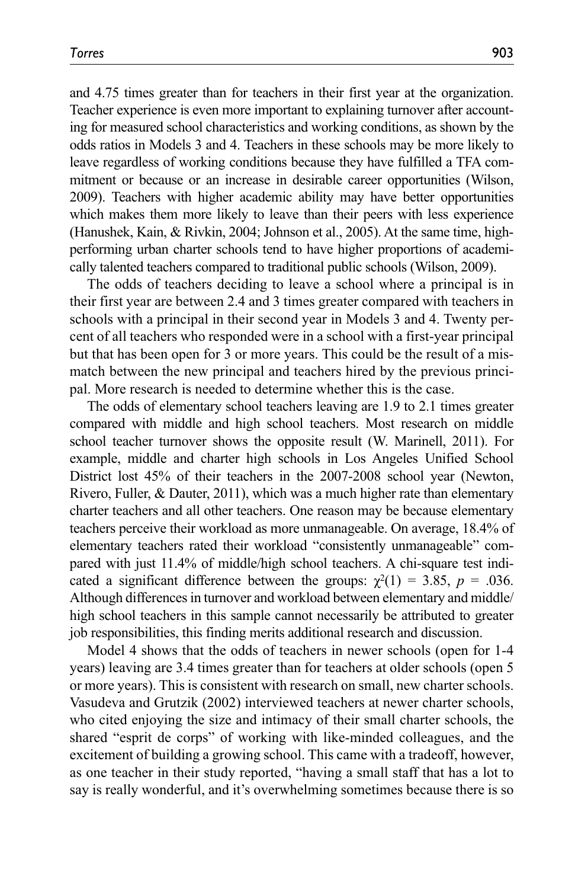and 4.75 times greater than for teachers in their first year at the organization. Teacher experience is even more important to explaining turnover after accounting for measured school characteristics and working conditions, as shown by the odds ratios in Models 3 and 4. Teachers in these schools may be more likely to leave regardless of working conditions because they have fulfilled a TFA commitment or because or an increase in desirable career opportunities (Wilson, 2009). Teachers with higher academic ability may have better opportunities which makes them more likely to leave than their peers with less experience (Hanushek, Kain, & Rivkin, 2004; Johnson et al., 2005). At the same time, high-performing urban charter schools tend to have higher proportions of academically talented teachers compared to traditional public schools (Wilson, 2009).

The odds of teachers deciding to leave a school where a principal is in their first year are between 2.4 and 3 times greater compared with teachers in schools with a principal in their second year in Models 3 and 4. Twenty percent of all teachers who responded were in a school with a first-year principal but that has been open for 3 or more years. This could be the result of a mismatch between the new principal and teachers hired by the previous principal. More research is needed to determine whether this is the case.

The odds of elementary school teachers leaving are 1.9 to 2.1 times greater compared with middle and high school teachers. Most research on middle school teacher turnover shows the opposite result (W. Marinell, 2011). For example, middle and charter high schools in Los Angeles Unified School District lost 45% of their teachers in the 2007-2008 school year (Newton, Rivero, Fuller, & Dauter, 2011), which was a much higher rate than elementary charter teachers and all other teachers. One reason may be because elementary teachers perceive their workload as more unmanageable. On average, 18.4% of elementary teachers rated their workload "consistently unmanageable" compared with just 11.4% of middle/high school teachers. A chi-square test indicated a significant difference between the groups: $\chi^2(1) = 3.85$, $p = .036$. Although differences in turnover and workload between elementary and middle/high school teachers in this sample cannot necessarily be attributed to greater job responsibilities, this finding merits additional research and discussion.

Model 4 shows that the odds of teachers in newer schools (open for 1-4 years) leaving are 3.4 times greater than for teachers at older schools (open 5 or more years). This is consistent with research on small, new charter schools. Vasudeva and Grutzik (2002) interviewed teachers at newer charter schools, who cited enjoying the size and intimacy of their small charter schools, the shared "esprit de corps" of working with like-minded colleagues, and the excitement of building a growing school. This came with a tradeoff, however, as one teacher in their study reported, "having a small staff that has a lot to say is really wonderful, and it's overwhelming sometimes because there is so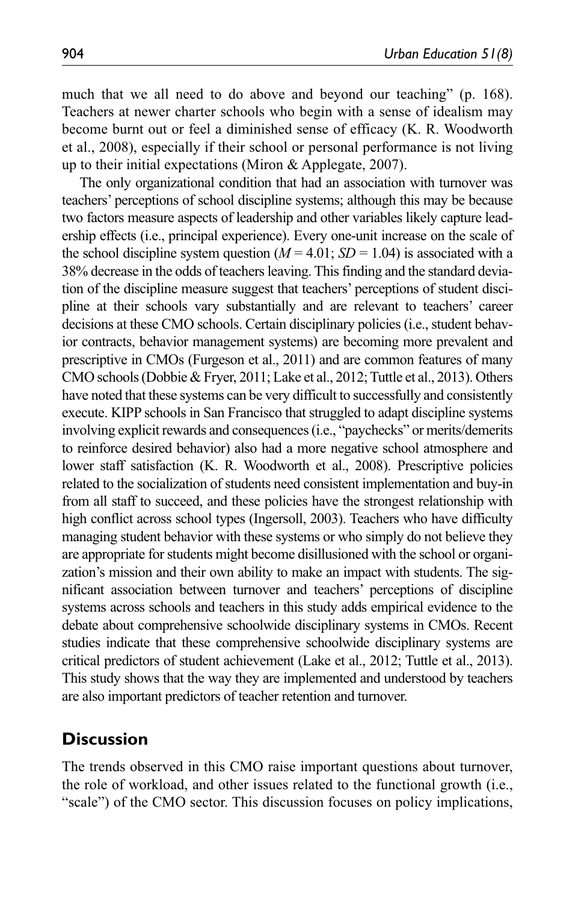much that we all need to do above and beyond our teaching" (p. 168). Teachers at newer charter schools who begin with a sense of idealism may become burnt out or feel a diminished sense of efficacy (K. R. Woodworth et al., 2008), especially if their school or personal performance is not living up to their initial expectations (Miron & Applegate, 2007).

The only organizational condition that had an association with turnover was teachers' perceptions of school discipline systems; although this may be because two factors measure aspects of leadership and other variables likely capture leadership effects (i.e., principal experience). Every one-unit increase on the scale of the school discipline system question ($M = 4.01$; $SD = 1.04$) is associated with a 38% decrease in the odds of teachers leaving. This finding and the standard deviation of the discipline measure suggest that teachers' perceptions of student discipline at their schools vary substantially and are relevant to teachers' career decisions at these CMO schools. Certain disciplinary policies (i.e., student behavior contracts, behavior management systems) are becoming more prevalent and prescriptive in CMOs (Furgeson et al., 2011) and are common features of many CMO schools (Dobbie & Fryer, 2011; Lake et al., 2012; Tuttle et al., 2013). Others have noted that these systems can be very difficult to successfully and consistently execute. KIPP schools in San Francisco that struggled to adapt discipline systems involving explicit rewards and consequences (i.e., "paychecks" or merits/demerits to reinforce desired behavior) also had a more negative school atmosphere and lower staff satisfaction (K. R. Woodworth et al., 2008). Prescriptive policies related to the socialization of students need consistent implementation and buy-in from all staff to succeed, and these policies have the strongest relationship with high conflict across school types (Ingersoll, 2003). Teachers who have difficulty managing student behavior with these systems or who simply do not believe they are appropriate for students might become disillusioned with the school or organization's mission and their own ability to make an impact with students. The significant association between turnover and teachers' perceptions of discipline systems across schools and teachers in this study adds empirical evidence to the debate about comprehensive schoolwide disciplinary systems in CMOs. Recent studies indicate that these comprehensive schoolwide disciplinary systems are critical predictors of student achievement (Lake et al., 2012; Tuttle et al., 2013). This study shows that the way they are implemented and understood by teachers are also important predictors of teacher retention and turnover.

## Discussion

The trends observed in this CMO raise important questions about turnover, the role of workload, and other issues related to the functional growth (i.e., "scale") of the CMO sector. This discussion focuses on policy implications,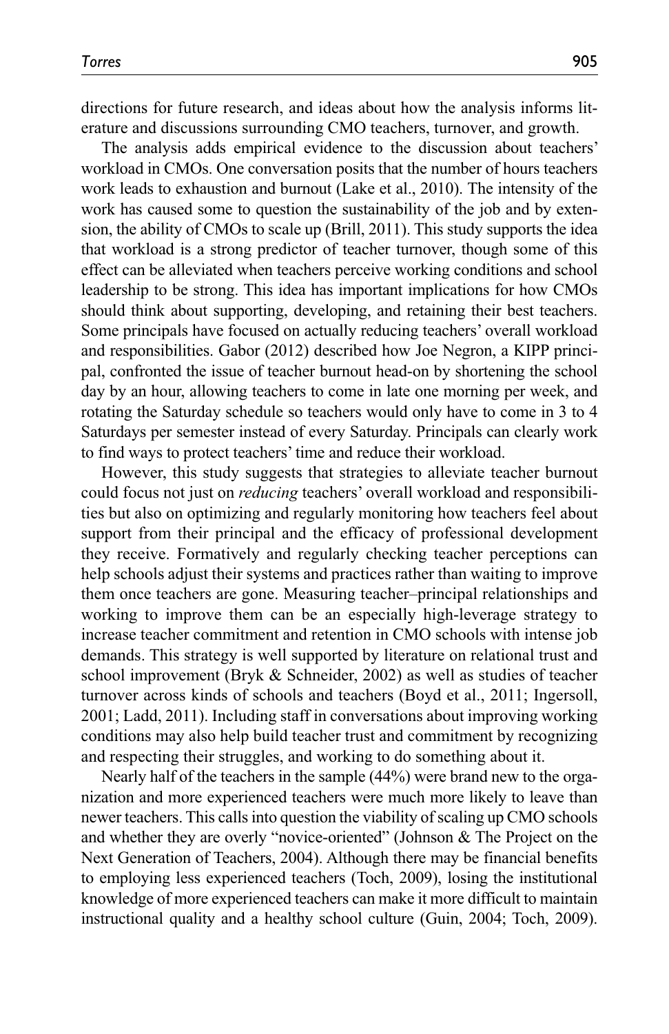directions for future research, and ideas about how the analysis informs literature and discussions surrounding CMO teachers, turnover, and growth.

The analysis adds empirical evidence to the discussion about teachers' workload in CMOs. One conversation posits that the number of hours teachers work leads to exhaustion and burnout (Lake et al., 2010). The intensity of the work has caused some to question the sustainability of the job and by extension, the ability of CMOs to scale up (Brill, 2011). This study supports the idea that workload is a strong predictor of teacher turnover, though some of this effect can be alleviated when teachers perceive working conditions and school leadership to be strong. This idea has important implications for how CMOs should think about supporting, developing, and retaining their best teachers. Some principals have focused on actually reducing teachers' overall workload and responsibilities. Gabor (2012) described how Joe Negron, a KIPP principal, confronted the issue of teacher burnout head-on by shortening the school day by an hour, allowing teachers to come in late one morning per week, and rotating the Saturday schedule so teachers would only have to come in 3 to 4 Saturdays per semester instead of every Saturday. Principals can clearly work to find ways to protect teachers' time and reduce their workload.

However, this study suggests that strategies to alleviate teacher burnout could focus not just on *reducing* teachers' overall workload and responsibilities but also on optimizing and regularly monitoring how teachers feel about support from their principal and the efficacy of professional development they receive. Formatively and regularly checking teacher perceptions can help schools adjust their systems and practices rather than waiting to improve them once teachers are gone. Measuring teacher–principal relationships and working to improve them can be an especially high-leverage strategy to increase teacher commitment and retention in CMO schools with intense job demands. This strategy is well supported by literature on relational trust and school improvement (Bryk & Schneider, 2002) as well as studies of teacher turnover across kinds of schools and teachers (Boyd et al., 2011; Ingersoll, 2001; Ladd, 2011). Including staff in conversations about improving working conditions may also help build teacher trust and commitment by recognizing and respecting their struggles, and working to do something about it.

Nearly half of the teachers in the sample (44%) were brand new to the organization and more experienced teachers were much more likely to leave than newer teachers. This calls into question the viability of scaling up CMO schools and whether they are overly "novice-oriented" (Johnson & The Project on the Next Generation of Teachers, 2004). Although there may be financial benefits to employing less experienced teachers (Toch, 2009), losing the institutional knowledge of more experienced teachers can make it more difficult to maintain instructional quality and a healthy school culture (Guin, 2004; Toch, 2009).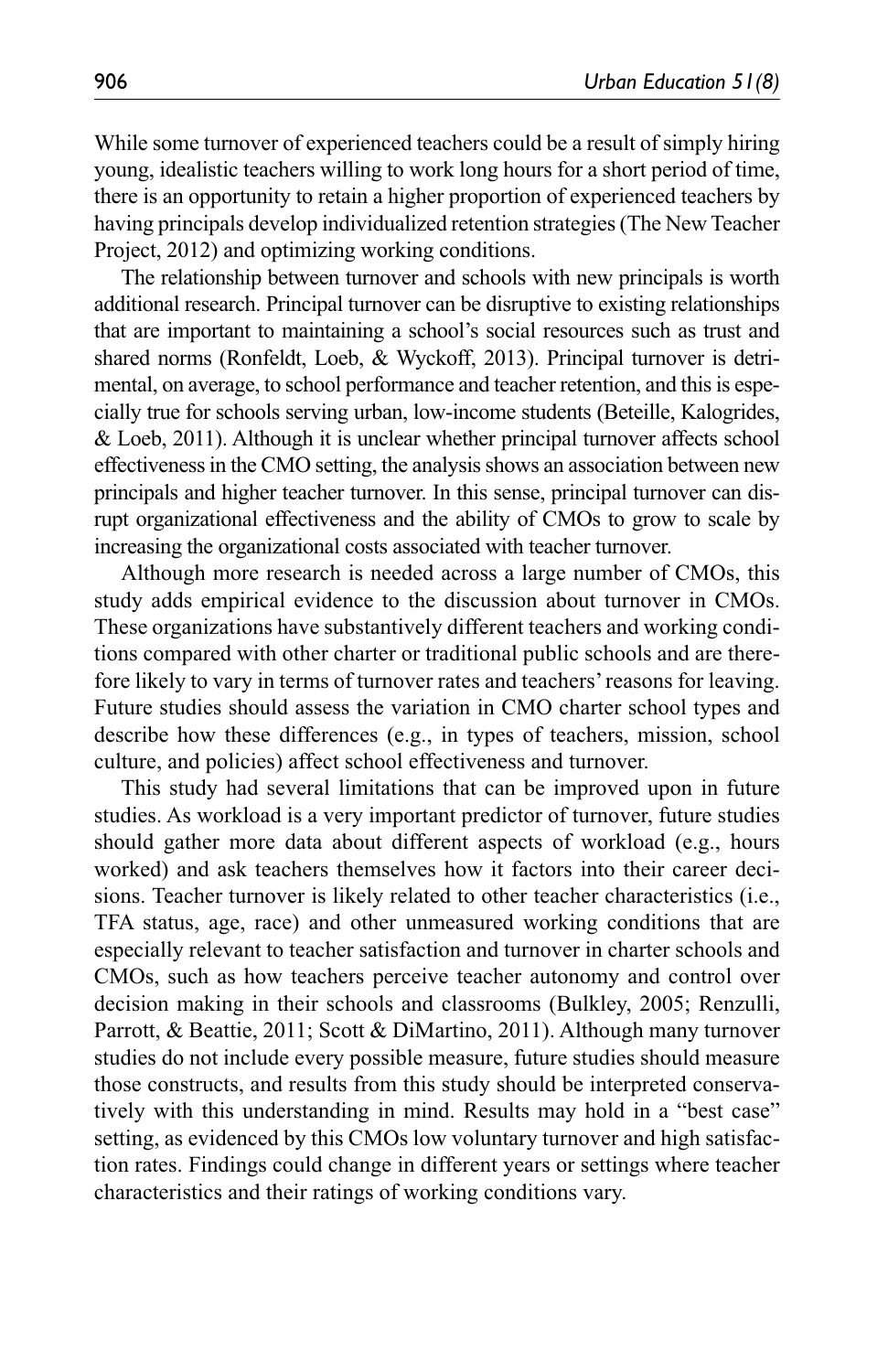While some turnover of experienced teachers could be a result of simply hiring young, idealistic teachers willing to work long hours for a short period of time, there is an opportunity to retain a higher proportion of experienced teachers by having principals develop individualized retention strategies (The New Teacher Project, 2012) and optimizing working conditions.

The relationship between turnover and schools with new principals is worth additional research. Principal turnover can be disruptive to existing relationships that are important to maintaining a school's social resources such as trust and shared norms (Ronfeldt, Loeb, & Wyckoff, 2013). Principal turnover is detrimental, on average, to school performance and teacher retention, and this is especially true for schools serving urban, low-income students (Beteille, Kalogrides, & Loeb, 2011). Although it is unclear whether principal turnover affects school effectiveness in the CMO setting, the analysis shows an association between new principals and higher teacher turnover. In this sense, principal turnover can disrupt organizational effectiveness and the ability of CMOs to grow to scale by increasing the organizational costs associated with teacher turnover.

Although more research is needed across a large number of CMOs, this study adds empirical evidence to the discussion about turnover in CMOs. These organizations have substantively different teachers and working conditions compared with other charter or traditional public schools and are therefore likely to vary in terms of turnover rates and teachers' reasons for leaving. Future studies should assess the variation in CMO charter school types and describe how these differences (e.g., in types of teachers, mission, school culture, and policies) affect school effectiveness and turnover.

This study had several limitations that can be improved upon in future studies. As workload is a very important predictor of turnover, future studies should gather more data about different aspects of workload (e.g., hours worked) and ask teachers themselves how it factors into their career decisions. Teacher turnover is likely related to other teacher characteristics (i.e., TFA status, age, race) and other unmeasured working conditions that are especially relevant to teacher satisfaction and turnover in charter schools and CMOs, such as how teachers perceive teacher autonomy and control over decision making in their schools and classrooms (Bulkley, 2005; Renzulli, Parrott, & Beattie, 2011; Scott & DiMartino, 2011). Although many turnover studies do not include every possible measure, future studies should measure those constructs, and results from this study should be interpreted conservatively with this understanding in mind. Results may hold in a "best case" setting, as evidenced by this CMOs low voluntary turnover and high satisfaction rates. Findings could change in different years or settings where teacher characteristics and their ratings of working conditions vary.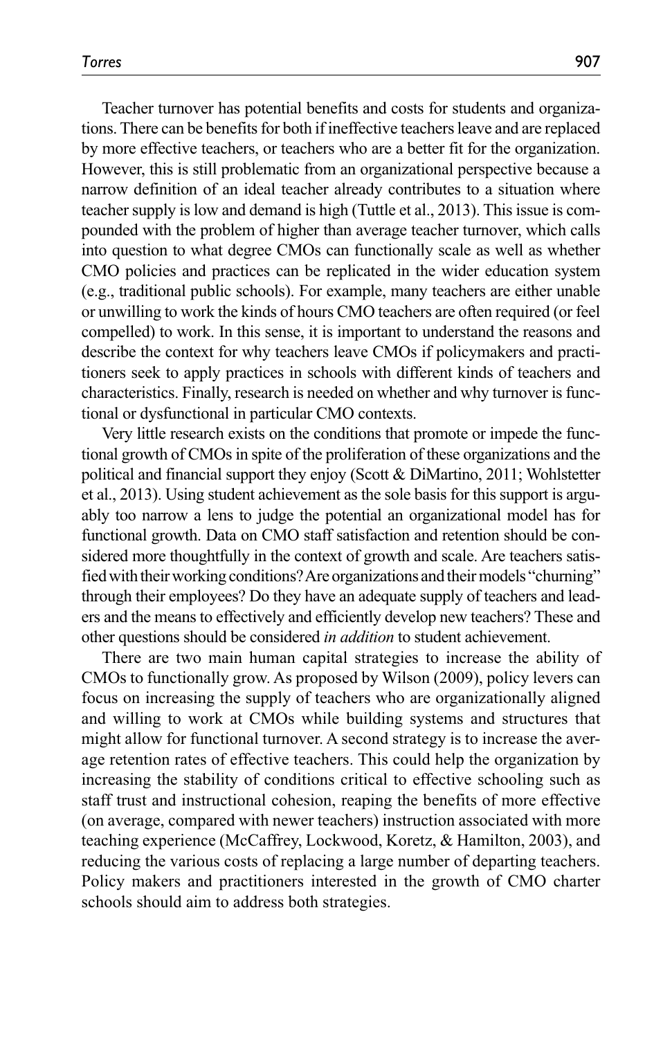Teacher turnover has potential benefits and costs for students and organizations. There can be benefits for both if ineffective teachers leave and are replaced by more effective teachers, or teachers who are a better fit for the organization. However, this is still problematic from an organizational perspective because a narrow definition of an ideal teacher already contributes to a situation where teacher supply is low and demand is high (Tuttle et al., 2013). This issue is compounded with the problem of higher than average teacher turnover, which calls into question to what degree CMOs can functionally scale as well as whether CMO policies and practices can be replicated in the wider education system (e.g., traditional public schools). For example, many teachers are either unable or unwilling to work the kinds of hours CMO teachers are often required (or feel compelled) to work. In this sense, it is important to understand the reasons and describe the context for why teachers leave CMOs if policymakers and practitioners seek to apply practices in schools with different kinds of teachers and characteristics. Finally, research is needed on whether and why turnover is functional or dysfunctional in particular CMO contexts.

Very little research exists on the conditions that promote or impede the functional growth of CMOs in spite of the proliferation of these organizations and the political and financial support they enjoy (Scott & DiMartino, 2011; Wohlstetter et al., 2013). Using student achievement as the sole basis for this support is arguably too narrow a lens to judge the potential an organizational model has for functional growth. Data on CMO staff satisfaction and retention should be considered more thoughtfully in the context of growth and scale. Are teachers satisfied with their working conditions? Are organizations and their models "churning" through their employees? Do they have an adequate supply of teachers and leaders and the means to effectively and efficiently develop new teachers? These and other questions should be considered *in addition* to student achievement.

There are two main human capital strategies to increase the ability of CMOs to functionally grow. As proposed by Wilson (2009), policy levers can focus on increasing the supply of teachers who are organizationally aligned and willing to work at CMOs while building systems and structures that might allow for functional turnover. A second strategy is to increase the average retention rates of effective teachers. This could help the organization by increasing the stability of conditions critical to effective schooling such as staff trust and instructional cohesion, reaping the benefits of more effective (on average, compared with newer teachers) instruction associated with more teaching experience (McCaffrey, Lockwood, Koretz, & Hamilton, 2003), and reducing the various costs of replacing a large number of departing teachers. Policy makers and practitioners interested in the growth of CMO charter schools should aim to address both strategies.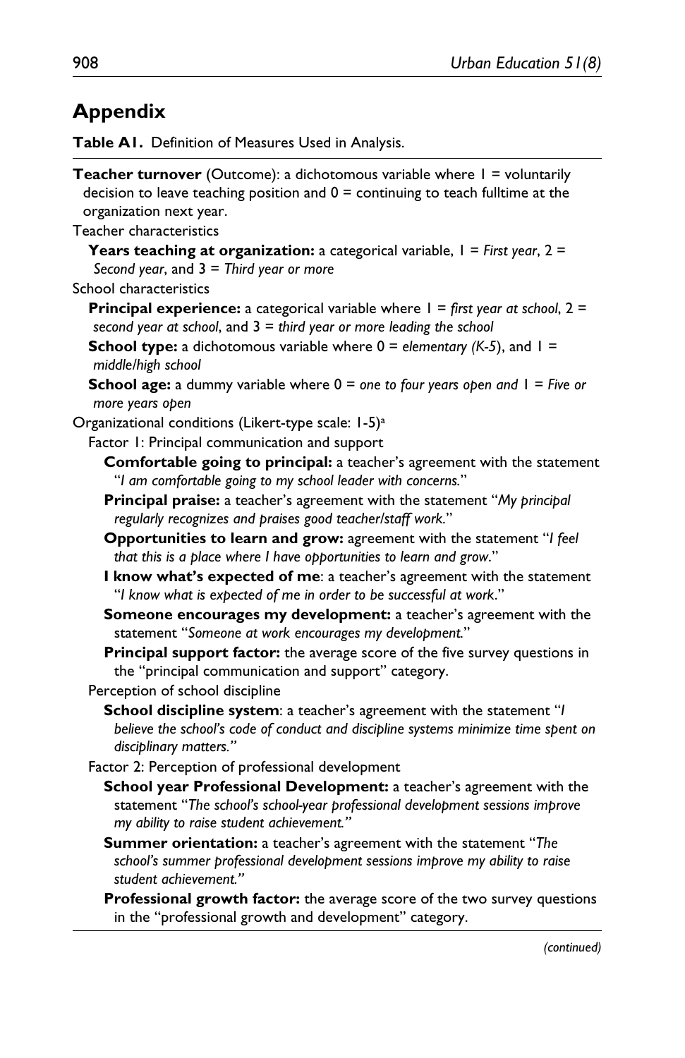## Appendix

**Table A1.** Definition of Measures Used in Analysis.

**Teacher turnover** (Outcome): a dichotomous variable where 1 = voluntarily decision to leave teaching position and 0 = continuing to teach fulltime at the organization next year.

Teacher characteristics

- **Years teaching at organization:** a categorical variable, 1 = *First year*, 2 = *Second year*, and 3 = *Third year or more*

School characteristics

- **Principal experience:** a categorical variable where 1 = *first year at school*, 2 = *second year at school*, and 3 = *third year or more leading the school*
- **School type:** a dichotomous variable where 0 = *elementary (K-5)*, and 1 = *middle/high school*
- **School age:** a dummy variable where 0 = *one to four years open and* 1 = *Five or more years open*

Organizational conditions (Likert-type scale: 1-5)[a]

- Factor 1: Principal communication and support
  - **Comfortable going to principal:** a teacher's agreement with the statement "*I am comfortable going to my school leader with concerns.*"
  - **Principal praise:** a teacher's agreement with the statement "*My principal regularly recognizes and praises good teacher/staff work.*"
  - **Opportunities to learn and grow:** agreement with the statement "*I feel that this is a place where I have opportunities to learn and grow*."
  - **I know what's expected of me**: a teacher's agreement with the statement "*I know what is expected of me in order to be successful at work*."
  - **Someone encourages my development:** a teacher's agreement with the statement "*Someone at work encourages my development.*"
  - **Principal support factor:** the average score of the five survey questions in the "principal communication and support" category.
- Perception of school discipline
  - **School discipline system**: a teacher's agreement with the statement "*I believe the school's code of conduct and discipline systems minimize time spent on disciplinary matters."*
- Factor 2: Perception of professional development
  - **School year Professional Development:** a teacher's agreement with the statement "*The school's school-year professional development sessions improve my ability to raise student achievement."*
  - **Summer orientation:** a teacher's agreement with the statement "*The school's summer professional development sessions improve my ability to raise student achievement."*
  - **Professional growth factor:** the average score of the two survey questions in the "professional growth and development" category.

*(continued)*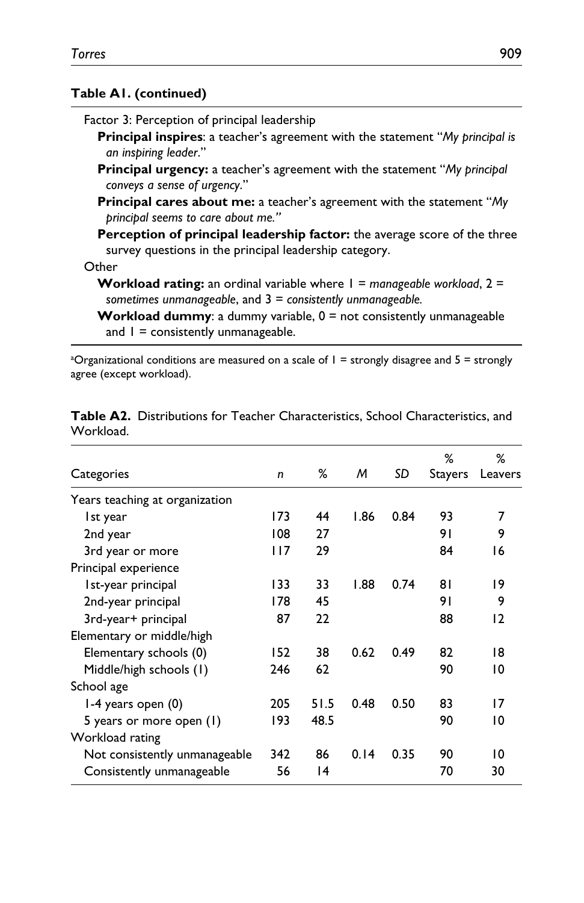**Table A1. (continued)**

| |
|---|
| Factor 3: Perception of principal leadership |
| **Principal inspires**: a teacher's agreement with the statement "*My principal is an inspiring leader*." |
| **Principal urgency:** a teacher's agreement with the statement "*My principal conveys a sense of urgency*." |
| **Principal cares about me:** a teacher's agreement with the statement "*My principal seems to care about me.*" |
| **Perception of principal leadership factor:** the average score of the three survey questions in the principal leadership category. |
| Other |
| **Workload rating:** an ordinal variable where 1 = *manageable workload*, 2 = *sometimes unmanageable*, and 3 = *consistently unmanageable.* |
| **Workload dummy**: a dummy variable, 0 = not consistently unmanageable and 1 = consistently unmanageable. |

[a]Organizational conditions are measured on a scale of 1 = strongly disagree and 5 = strongly agree (except workload).

**Table A2.** Distributions for Teacher Characteristics, School Characteristics, and Workload.

| Categories | *n* | % | *M* | *SD* | % Stayers | % Leavers |
|---|---|---|---|---|---|---|
| Years teaching at organization | | | | | | |
| 1st year | 173 | 44 | 1.86 | 0.84 | 93 | 7 |
| 2nd year | 108 | 27 | | | 91 | 9 |
| 3rd year or more | 117 | 29 | | | 84 | 16 |
| Principal experience | | | | | | |
| 1st-year principal | 133 | 33 | 1.88 | 0.74 | 81 | 19 |
| 2nd-year principal | 178 | 45 | | | 91 | 9 |
| 3rd-year+ principal | 87 | 22 | | | 88 | 12 |
| Elementary or middle/high | | | | | | |
| Elementary schools (0) | 152 | 38 | 0.62 | 0.49 | 82 | 18 |
| Middle/high schools (1) | 246 | 62 | | | 90 | 10 |
| School age | | | | | | |
| 1-4 years open (0) | 205 | 51.5 | 0.48 | 0.50 | 83 | 17 |
| 5 years or more open (1) | 193 | 48.5 | | | 90 | 10 |
| Workload rating | | | | | | |
| Not consistently unmanageable | 342 | 86 | 0.14 | 0.35 | 90 | 10 |
| Consistently unmanageable | 56 | 14 | | | 70 | 30 |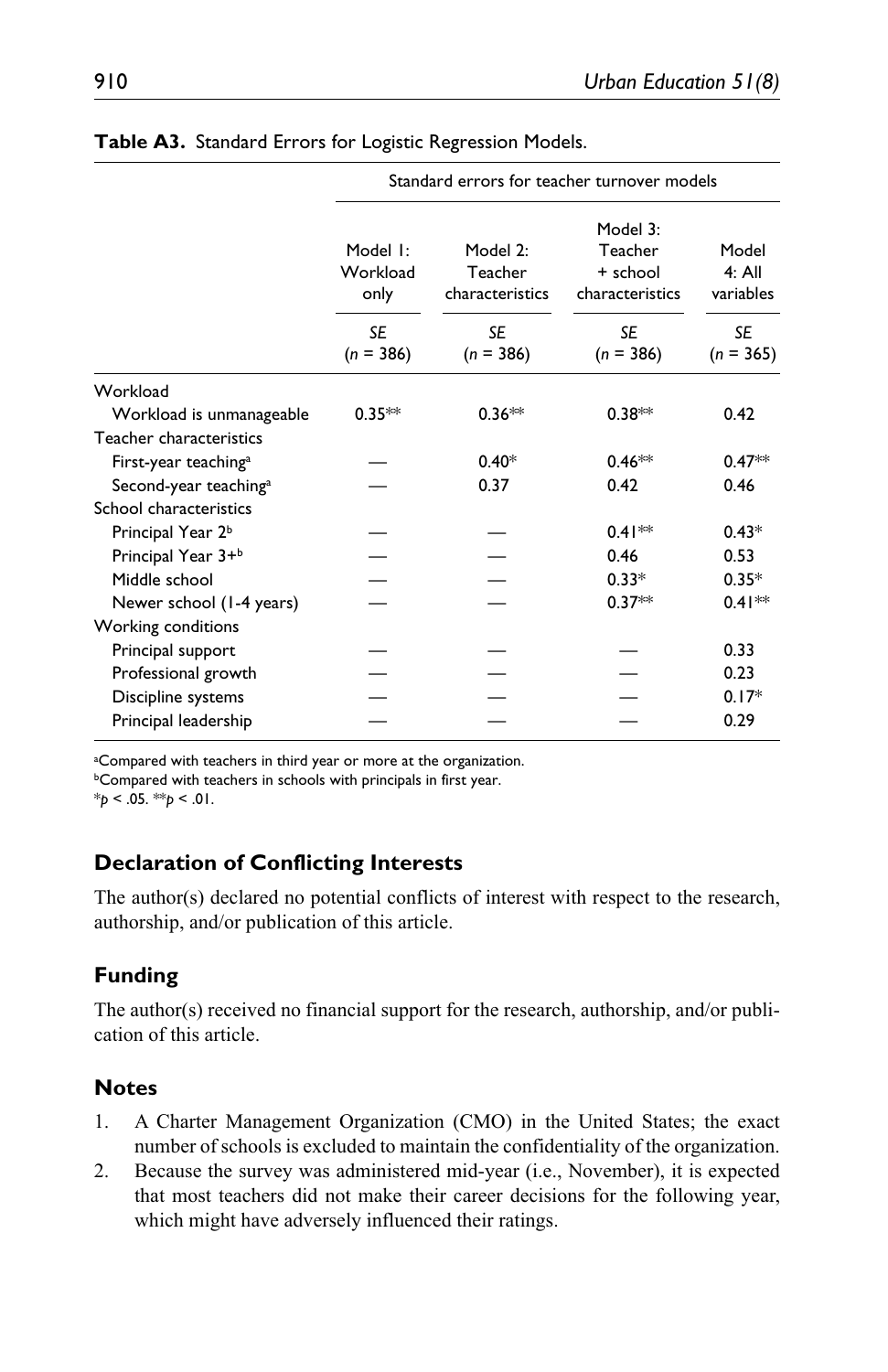**Table A3.** Standard Errors for Logistic Regression Models.

| | Standard errors for teacher turnover models | | | |
|---|---|---|---|---|
| | Model 1: Workload only | Model 2: Teacher characteristics | Model 3: Teacher + school characteristics | Model 4: All variables |
| | *SE* (*n* = 386) | *SE* (*n* = 386) | *SE* (*n* = 386) | *SE* (*n* = 365) |
| Workload | | | | |
| Workload is unmanageable | 0.35** | 0.36** | 0.38** | 0.42 |
| Teacher characteristics | | | | |
| First-year teaching[a] | — | 0.40* | 0.46** | 0.47** |
| Second-year teaching[a] | — | 0.37 | 0.42 | 0.46 |
| School characteristics | | | | |
| Principal Year 2[b] | — | — | 0.41** | 0.43* |
| Principal Year 3+[b] | — | — | 0.46 | 0.53 |
| Middle school | — | — | 0.33* | 0.35* |
| Newer school (1-4 years) | — | — | 0.37** | 0.41** |
| Working conditions | | | | |
| Principal support | — | — | — | 0.33 |
| Professional growth | — | — | — | 0.23 |
| Discipline systems | — | — | — | 0.17* |
| Principal leadership | — | — | — | 0.29 |

[a]Compared with teachers in third year or more at the organization.
[b]Compared with teachers in schools with principals in first year.
*$p < .05$. **$p < .01$.

## Declaration of Conflicting Interests

The author(s) declared no potential conflicts of interest with respect to the research, authorship, and/or publication of this article.

## Funding

The author(s) received no financial support for the research, authorship, and/or publication of this article.

## Notes

1. A Charter Management Organization (CMO) in the United States; the exact number of schools is excluded to maintain the confidentiality of the organization.
2. Because the survey was administered mid-year (i.e., November), it is expected that most teachers did not make their career decisions for the following year, which might have adversely influenced their ratings.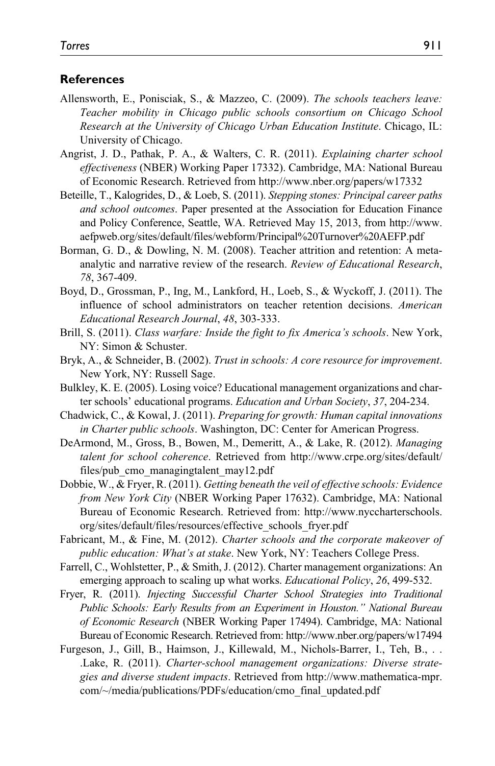## References

Allensworth, E., Ponisciak, S., & Mazzeo, C. (2009). *The schools teachers leave: Teacher mobility in Chicago public schools consortium on Chicago School Research at the University of Chicago Urban Education Institute*. Chicago, IL: University of Chicago.

Angrist, J. D., Pathak, P. A., & Walters, C. R. (2011). *Explaining charter school effectiveness* (NBER) Working Paper 17332). Cambridge, MA: National Bureau of Economic Research. Retrieved from http://www.nber.org/papers/w17332

Beteille, T., Kalogrides, D., & Loeb, S. (2011). *Stepping stones: Principal career paths and school outcomes*. Paper presented at the Association for Education Finance and Policy Conference, Seattle, WA. Retrieved May 15, 2013, from http://www.aefpweb.org/sites/default/files/webform/Principal%20Turnover%20AEFP.pdf

Borman, G. D., & Dowling, N. M. (2008). Teacher attrition and retention: A meta-analytic and narrative review of the research. *Review of Educational Research*, *78*, 367-409.

Boyd, D., Grossman, P., Ing, M., Lankford, H., Loeb, S., & Wyckoff, J. (2011). The influence of school administrators on teacher retention decisions. *American Educational Research Journal*, *48*, 303-333.

Brill, S. (2011). *Class warfare: Inside the fight to fix America's schools*. New York, NY: Simon & Schuster.

Bryk, A., & Schneider, B. (2002). *Trust in schools: A core resource for improvement*. New York, NY: Russell Sage.

Bulkley, K. E. (2005). Losing voice? Educational management organizations and charter schools' educational programs. *Education and Urban Society*, *37*, 204-234.

Chadwick, C., & Kowal, J. (2011). *Preparing for growth: Human capital innovations in Charter public schools*. Washington, DC: Center for American Progress.

DeArmond, M., Gross, B., Bowen, M., Demeritt, A., & Lake, R. (2012). *Managing talent for school coherence*. Retrieved from http://www.crpe.org/sites/default/files/pub_cmo_managingtalent_may12.pdf

Dobbie, W., & Fryer, R. (2011). *Getting beneath the veil of effective schools: Evidence from New York City* (NBER Working Paper 17632). Cambridge, MA: National Bureau of Economic Research. Retrieved from: http://www.nyccharterschools.org/sites/default/files/resources/effective_schools_fryer.pdf

Fabricant, M., & Fine, M. (2012). *Charter schools and the corporate makeover of public education: What's at stake*. New York, NY: Teachers College Press.

Farrell, C., Wohlstetter, P., & Smith, J. (2012). Charter management organizations: An emerging approach to scaling up what works. *Educational Policy*, *26*, 499-532.

Fryer, R. (2011). *Injecting Successful Charter School Strategies into Traditional Public Schools: Early Results from an Experiment in Houston." National Bureau of Economic Research* (NBER Working Paper 17494). Cambridge, MA: National Bureau of Economic Research. Retrieved from: http://www.nber.org/papers/w17494

Furgeson, J., Gill, B., Haimson, J., Killewald, M., Nichols-Barrer, I., Teh, B., . . .Lake, R. (2011). *Charter-school management organizations: Diverse strategies and diverse student impacts*. Retrieved from http://www.mathematica-mpr.com/~/media/publications/PDFs/education/cmo_final_updated.pdf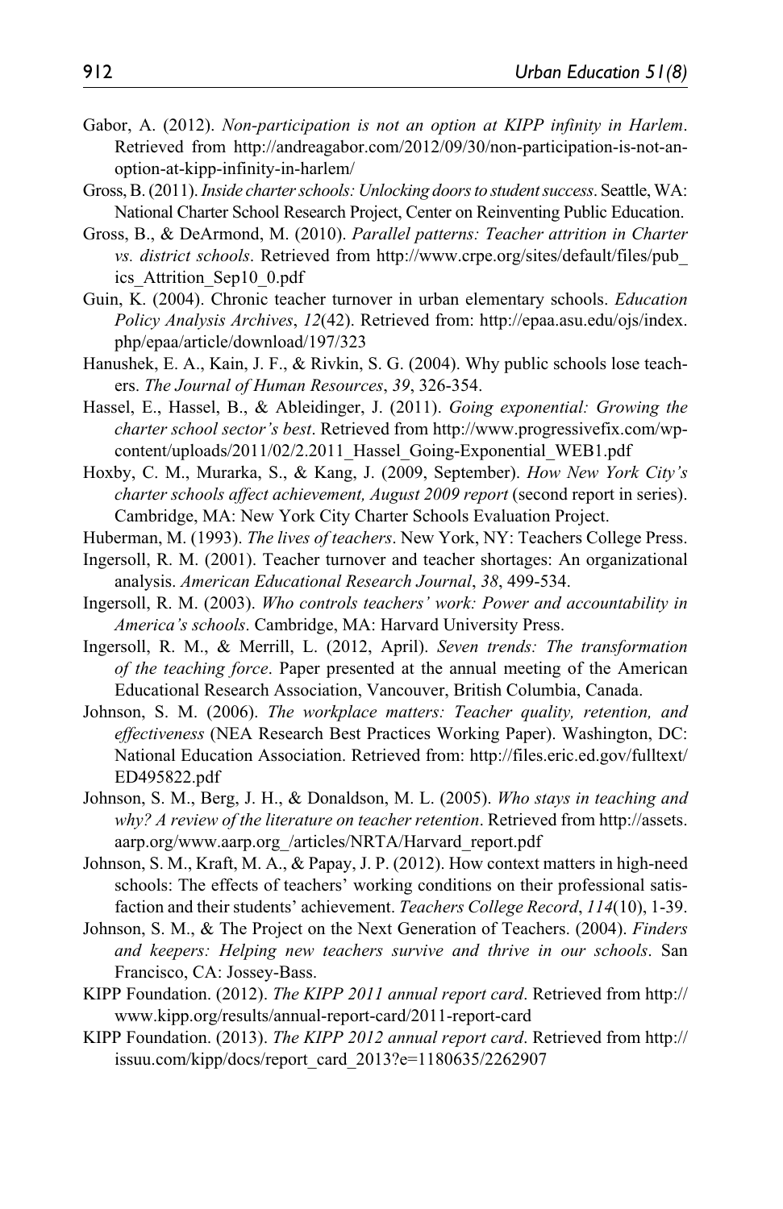Gabor, A. (2012). *Non-participation is not an option at KIPP infinity in Harlem*. Retrieved from http://andreagabor.com/2012/09/30/non-participation-is-not-an-option-at-kipp-infinity-in-harlem/

Gross, B. (2011). *Inside charter schools: Unlocking doors to student success*. Seattle, WA: National Charter School Research Project, Center on Reinventing Public Education.

Gross, B., & DeArmond, M. (2010). *Parallel patterns: Teacher attrition in Charter vs. district schools*. Retrieved from http://www.crpe.org/sites/default/files/pub_ics_Attrition_Sep10_0.pdf

Guin, K. (2004). Chronic teacher turnover in urban elementary schools. *Education Policy Analysis Archives*, *12*(42). Retrieved from: http://epaa.asu.edu/ojs/index.php/epaa/article/download/197/323

Hanushek, E. A., Kain, J. F., & Rivkin, S. G. (2004). Why public schools lose teachers. *The Journal of Human Resources*, *39*, 326-354.

Hassel, E., Hassel, B., & Ableidinger, J. (2011). *Going exponential: Growing the charter school sector's best*. Retrieved from http://www.progressivefix.com/wp-content/uploads/2011/02/2.2011_Hassel_Going-Exponential_WEB1.pdf

Hoxby, C. M., Murarka, S., & Kang, J. (2009, September). *How New York City's charter schools affect achievement, August 2009 report* (second report in series). Cambridge, MA: New York City Charter Schools Evaluation Project.

Huberman, M. (1993). *The lives of teachers*. New York, NY: Teachers College Press.

Ingersoll, R. M. (2001). Teacher turnover and teacher shortages: An organizational analysis. *American Educational Research Journal*, *38*, 499-534.

Ingersoll, R. M. (2003). *Who controls teachers' work: Power and accountability in America's schools*. Cambridge, MA: Harvard University Press.

Ingersoll, R. M., & Merrill, L. (2012, April). *Seven trends: The transformation of the teaching force*. Paper presented at the annual meeting of the American Educational Research Association, Vancouver, British Columbia, Canada.

Johnson, S. M. (2006). *The workplace matters: Teacher quality, retention, and effectiveness* (NEA Research Best Practices Working Paper). Washington, DC: National Education Association. Retrieved from: http://files.eric.ed.gov/fulltext/ED495822.pdf

Johnson, S. M., Berg, J. H., & Donaldson, M. L. (2005). *Who stays in teaching and why? A review of the literature on teacher retention*. Retrieved from http://assets.aarp.org/www.aarp.org_/articles/NRTA/Harvard_report.pdf

Johnson, S. M., Kraft, M. A., & Papay, J. P. (2012). How context matters in high-need schools: The effects of teachers' working conditions on their professional satisfaction and their students' achievement. *Teachers College Record*, *114*(10), 1-39.

Johnson, S. M., & The Project on the Next Generation of Teachers. (2004). *Finders and keepers: Helping new teachers survive and thrive in our schools*. San Francisco, CA: Jossey-Bass.

KIPP Foundation. (2012). *The KIPP 2011 annual report card*. Retrieved from http://www.kipp.org/results/annual-report-card/2011-report-card

KIPP Foundation. (2013). *The KIPP 2012 annual report card*. Retrieved from http://issuu.com/kipp/docs/report_card_2013?e=1180635/2262907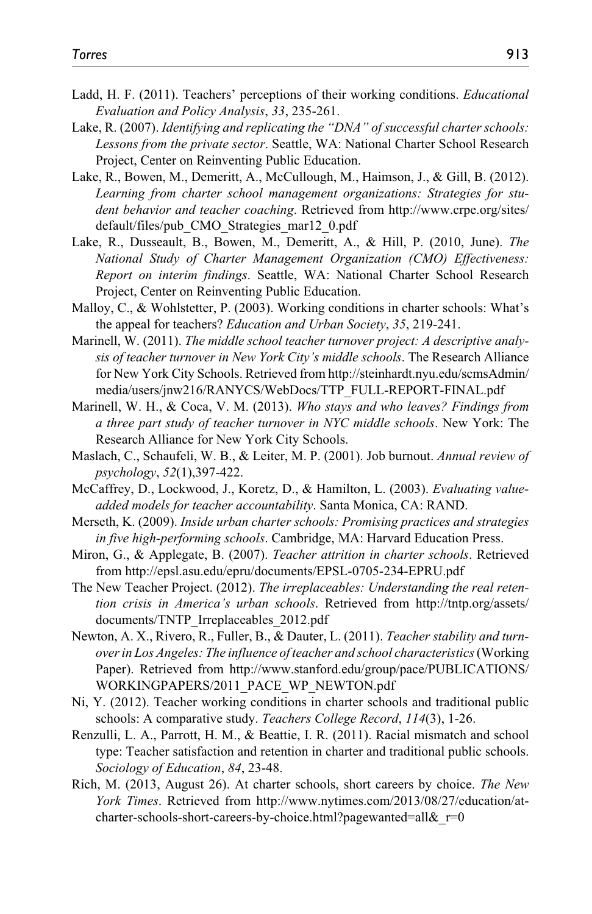Ladd, H. F. (2011). Teachers' perceptions of their working conditions. *Educational Evaluation and Policy Analysis*, *33*, 235-261.

Lake, R. (2007). *Identifying and replicating the "DNA" of successful charter schools: Lessons from the private sector*. Seattle, WA: National Charter School Research Project, Center on Reinventing Public Education.

Lake, R., Bowen, M., Demeritt, A., McCullough, M., Haimson, J., & Gill, B. (2012). *Learning from charter school management organizations: Strategies for student behavior and teacher coaching*. Retrieved from http://www.crpe.org/sites/default/files/pub_CMO_Strategies_mar12_0.pdf

Lake, R., Dusseault, B., Bowen, M., Demeritt, A., & Hill, P. (2010, June). *The National Study of Charter Management Organization (CMO) Effectiveness: Report on interim findings*. Seattle, WA: National Charter School Research Project, Center on Reinventing Public Education.

Malloy, C., & Wohlstetter, P. (2003). Working conditions in charter schools: What's the appeal for teachers? *Education and Urban Society*, *35*, 219-241.

Marinell, W. (2011). *The middle school teacher turnover project: A descriptive analysis of teacher turnover in New York City's middle schools*. The Research Alliance for New York City Schools. Retrieved from http://steinhardt.nyu.edu/scmsAdmin/media/users/jnw216/RANYCS/WebDocs/TTP_FULL-REPORT-FINAL.pdf

Marinell, W. H., & Coca, V. M. (2013). *Who stays and who leaves? Findings from a three part study of teacher turnover in NYC middle schools*. New York: The Research Alliance for New York City Schools.

Maslach, C., Schaufeli, W. B., & Leiter, M. P. (2001). Job burnout. *Annual review of psychology*, *52*(1),397-422.

McCaffrey, D., Lockwood, J., Koretz, D., & Hamilton, L. (2003). *Evaluating value-added models for teacher accountability*. Santa Monica, CA: RAND.

Merseth, K. (2009). *Inside urban charter schools: Promising practices and strategies in five high-performing schools*. Cambridge, MA: Harvard Education Press.

Miron, G., & Applegate, B. (2007). *Teacher attrition in charter schools*. Retrieved from http://epsl.asu.edu/epru/documents/EPSL-0705-234-EPRU.pdf

The New Teacher Project. (2012). *The irreplaceables: Understanding the real retention crisis in America's urban schools*. Retrieved from http://tntp.org/assets/documents/TNTP_Irreplaceables_2012.pdf

Newton, A. X., Rivero, R., Fuller, B., & Dauter, L. (2011). *Teacher stability and turnover in Los Angeles: The influence of teacher and school characteristics* (Working Paper). Retrieved from http://www.stanford.edu/group/pace/PUBLICATIONS/WORKINGPAPERS/2011_PACE_WP_NEWTON.pdf

Ni, Y. (2012). Teacher working conditions in charter schools and traditional public schools: A comparative study. *Teachers College Record*, *114*(3), 1-26.

Renzulli, L. A., Parrott, H. M., & Beattie, I. R. (2011). Racial mismatch and school type: Teacher satisfaction and retention in charter and traditional public schools. *Sociology of Education*, *84*, 23-48.

Rich, M. (2013, August 26). At charter schools, short careers by choice. *The New York Times*. Retrieved from http://www.nytimes.com/2013/08/27/education/at-charter-schools-short-careers-by-choice.html?pagewanted=all&_r=0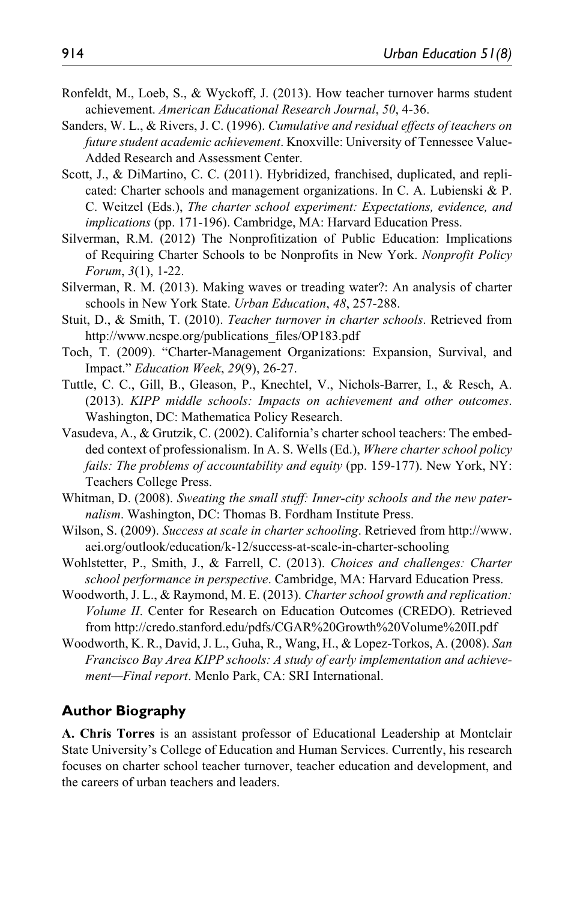Ronfeldt, M., Loeb, S., & Wyckoff, J. (2013). How teacher turnover harms student achievement. *American Educational Research Journal*, *50*, 4-36.

Sanders, W. L., & Rivers, J. C. (1996). *Cumulative and residual effects of teachers on future student academic achievement*. Knoxville: University of Tennessee Value-Added Research and Assessment Center.

Scott, J., & DiMartino, C. C. (2011). Hybridized, franchised, duplicated, and replicated: Charter schools and management organizations. In C. A. Lubienski & P. C. Weitzel (Eds.), *The charter school experiment: Expectations, evidence, and implications* (pp. 171-196). Cambridge, MA: Harvard Education Press.

Silverman, R.M. (2012) The Nonprofitization of Public Education: Implications of Requiring Charter Schools to be Nonprofits in New York. *Nonprofit Policy Forum*, *3*(1), 1-22.

Silverman, R. M. (2013). Making waves or treading water?: An analysis of charter schools in New York State. *Urban Education*, *48*, 257-288.

Stuit, D., & Smith, T. (2010). *Teacher turnover in charter schools*. Retrieved from http://www.ncspe.org/publications_files/OP183.pdf

Toch, T. (2009). "Charter-Management Organizations: Expansion, Survival, and Impact." *Education Week*, *29*(9), 26-27.

Tuttle, C. C., Gill, B., Gleason, P., Knechtel, V., Nichols-Barrer, I., & Resch, A. (2013). *KIPP middle schools: Impacts on achievement and other outcomes*. Washington, DC: Mathematica Policy Research.

Vasudeva, A., & Grutzik, C. (2002). California's charter school teachers: The embedded context of professionalism. In A. S. Wells (Ed.), *Where charter school policy fails: The problems of accountability and equity* (pp. 159-177). New York, NY: Teachers College Press.

Whitman, D. (2008). *Sweating the small stuff: Inner-city schools and the new paternalism*. Washington, DC: Thomas B. Fordham Institute Press.

Wilson, S. (2009). *Success at scale in charter schooling*. Retrieved from http://www.aei.org/outlook/education/k-12/success-at-scale-in-charter-schooling

Wohlstetter, P., Smith, J., & Farrell, C. (2013). *Choices and challenges: Charter school performance in perspective*. Cambridge, MA: Harvard Education Press.

Woodworth, J. L., & Raymond, M. E. (2013). *Charter school growth and replication: Volume II*. Center for Research on Education Outcomes (CREDO). Retrieved from http://credo.stanford.edu/pdfs/CGAR%20Growth%20Volume%20II.pdf

Woodworth, K. R., David, J. L., Guha, R., Wang, H., & Lopez-Torkos, A. (2008). *San Francisco Bay Area KIPP schools: A study of early implementation and achievement—Final report*. Menlo Park, CA: SRI International.

## Author Biography

**A. Chris Torres** is an assistant professor of Educational Leadership at Montclair State University's College of Education and Human Services. Currently, his research focuses on charter school teacher turnover, teacher education and development, and the careers of urban teachers and leaders.